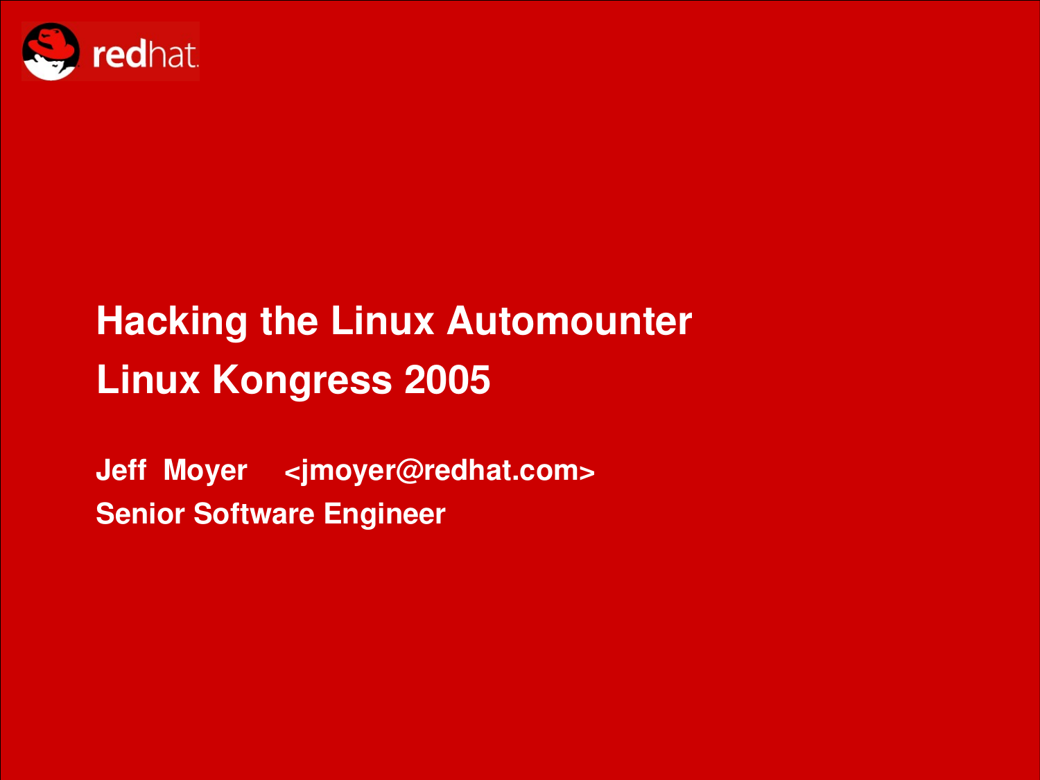# Hacking the Linux Automounter

## Linux Kongress 2005

**Jeff Moyer <jmoyer@redhat.com>**

**Senior Software Engineer**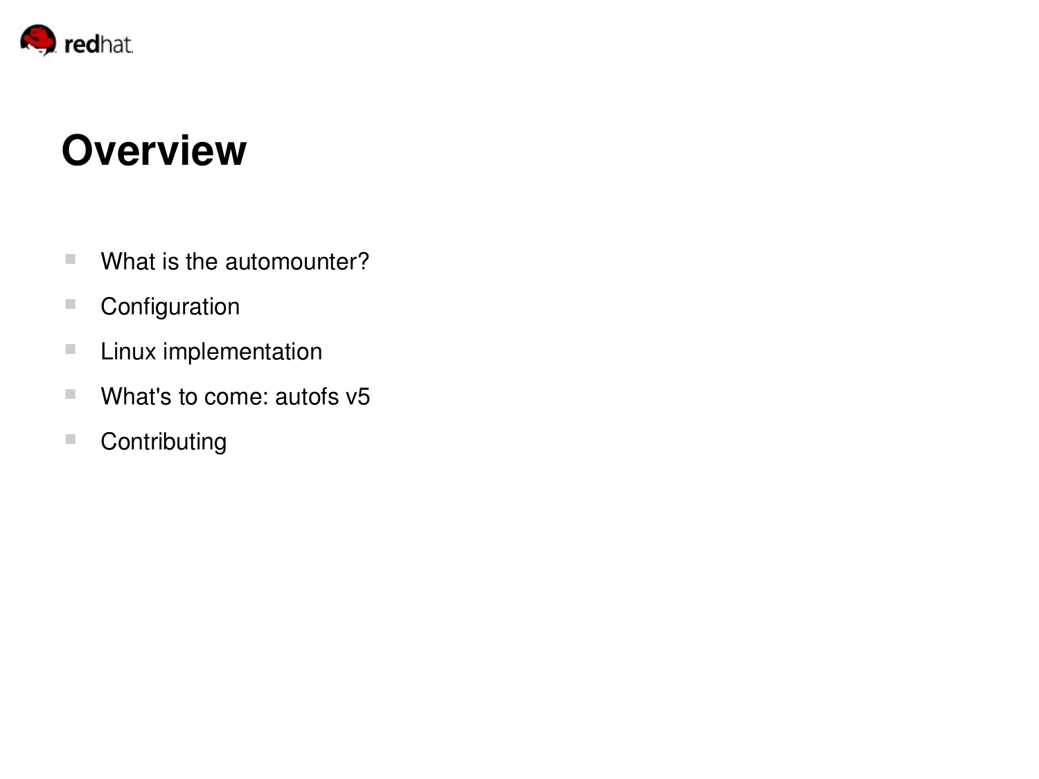# Overview

- What is the automounter?
- Configuration
- Linux implementation
- What's to come: autofs v5
- Contributing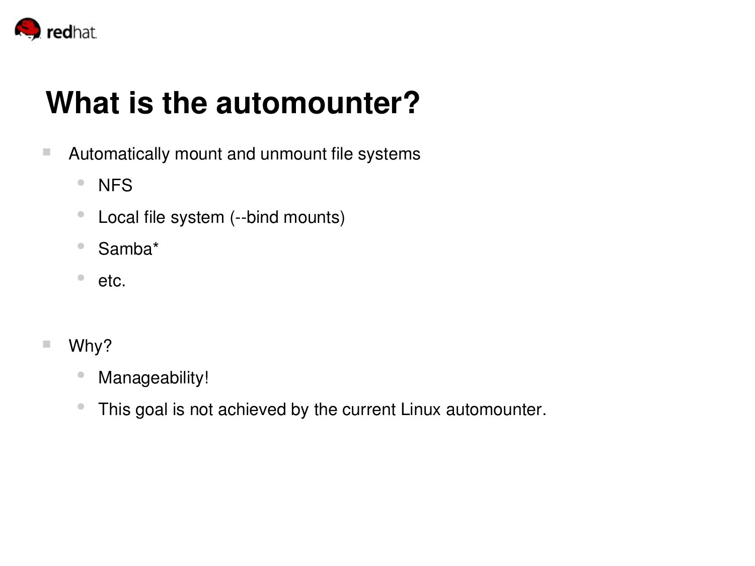# What is the automounter?

- Automatically mount and unmount file systems
  - NFS
  - Local file system (--bind mounts)
  - Samba*
  - etc.

- Why?
  - Manageability!
  - This goal is not achieved by the current Linux automounter.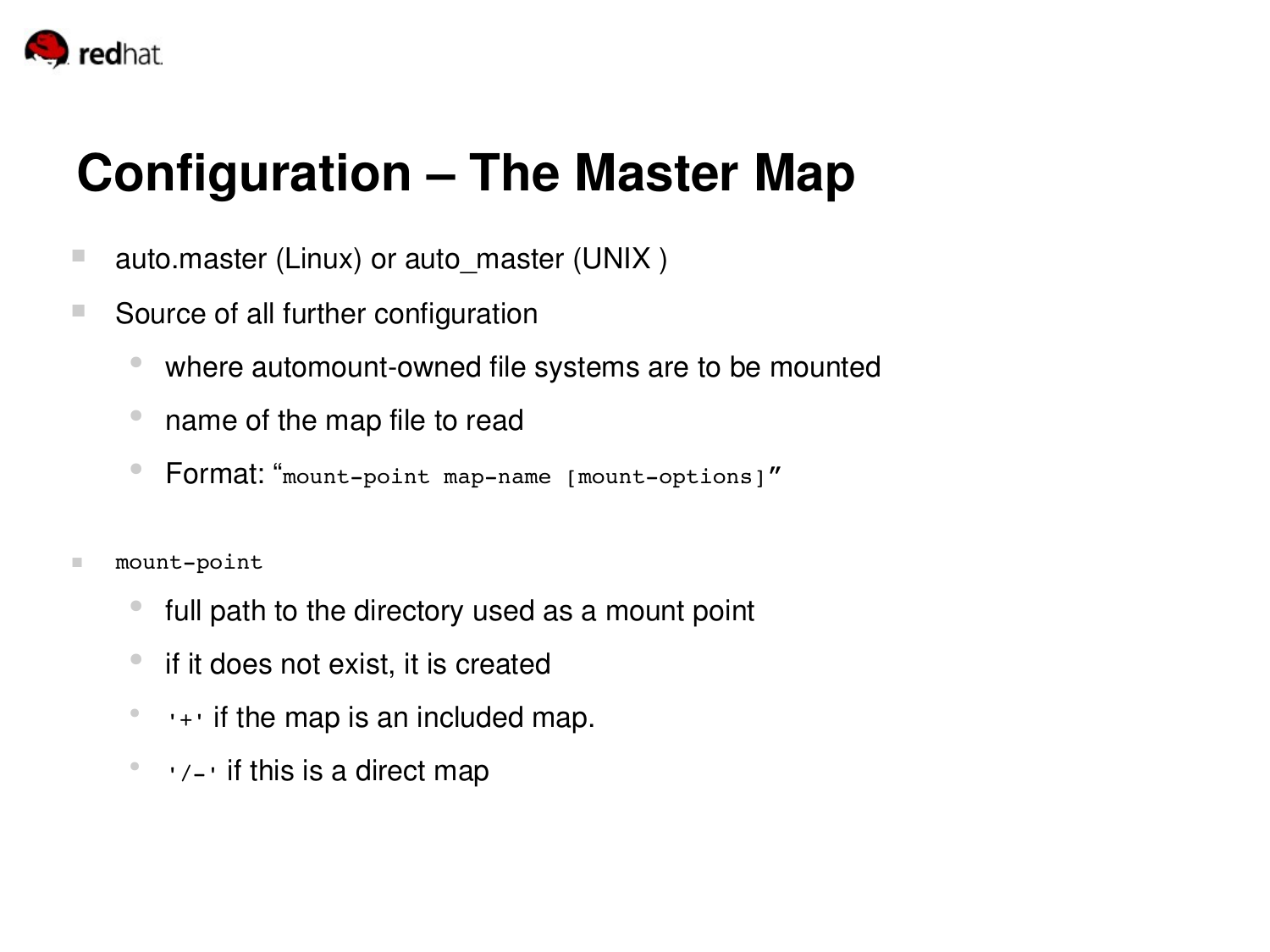# Configuration – The Master Map

- auto.master (Linux) or auto_master (UNIX )
- Source of all further configuration
  - where automount-owned file systems are to be mounted
  - name of the map file to read
  - Format: “`mount-point map-name [mount-options]`”

- `mount-point`
  - full path to the directory used as a mount point
  - if it does not exist, it is created
  - `'+'` if the map is an included map.
  - `'/-'` if this is a direct map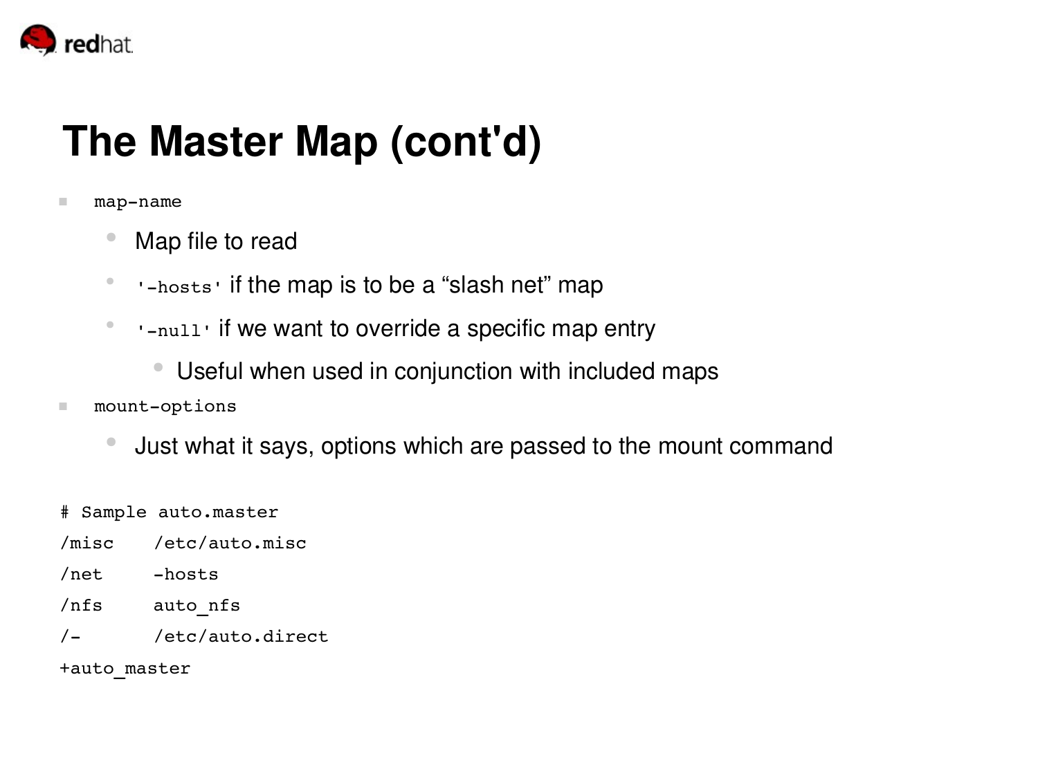# The Master Map (cont'd)

- `map-name`
  - Map file to read
  - `'-hosts'` if the map is to be a "slash net" map
  - `'-null'` if we want to override a specific map entry
    - Useful when used in conjunction with included maps
- `mount-options`
  - Just what it says, options which are passed to the mount command

```
# Sample auto.master
/misc    /etc/auto.misc
/net     -hosts
/nfs     auto_nfs
/-       /etc/auto.direct
+auto_master
```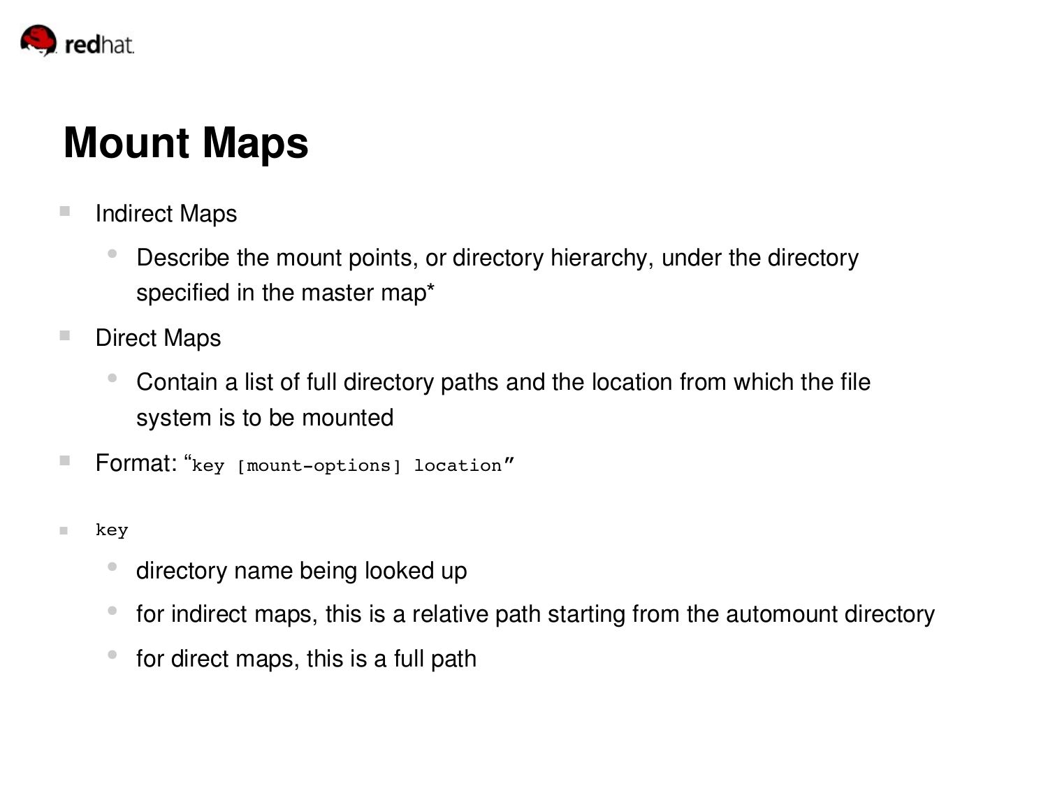# Mount Maps

- Indirect Maps
  - Describe the mount points, or directory hierarchy, under the directory specified in the master map*
- Direct Maps
  - Contain a list of full directory paths and the location from which the file system is to be mounted
- Format: "`key [mount-options] location`"
- `key`
  - directory name being looked up
  - for indirect maps, this is a relative path starting from the automount directory
  - for direct maps, this is a full path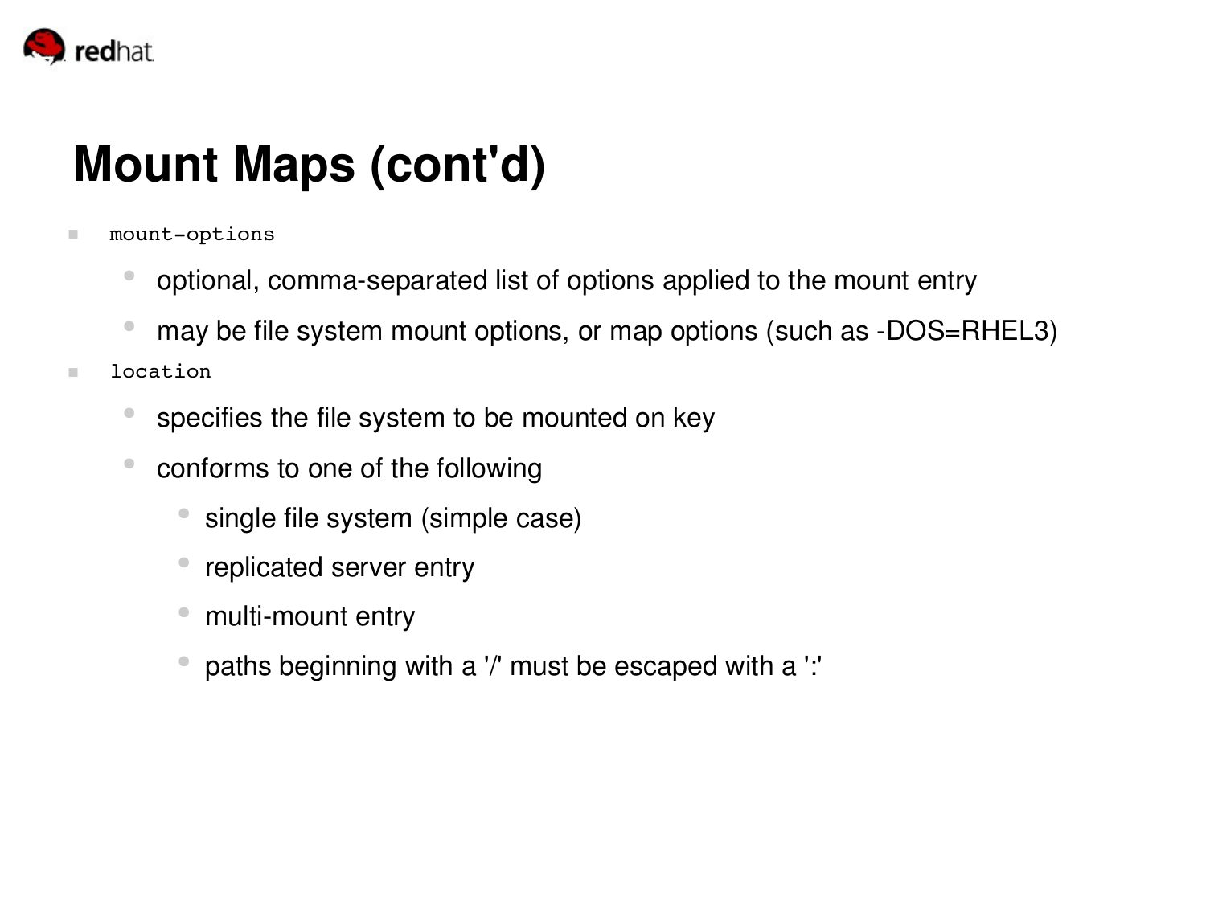# Mount Maps (cont'd)

- `mount-options`
  - optional, comma-separated list of options applied to the mount entry
  - may be file system mount options, or map options (such as -DOS=RHEL3)
- `location`
  - specifies the file system to be mounted on key
  - conforms to one of the following
    - single file system (simple case)
    - replicated server entry
    - multi-mount entry
    - paths beginning with a '/' must be escaped with a ':'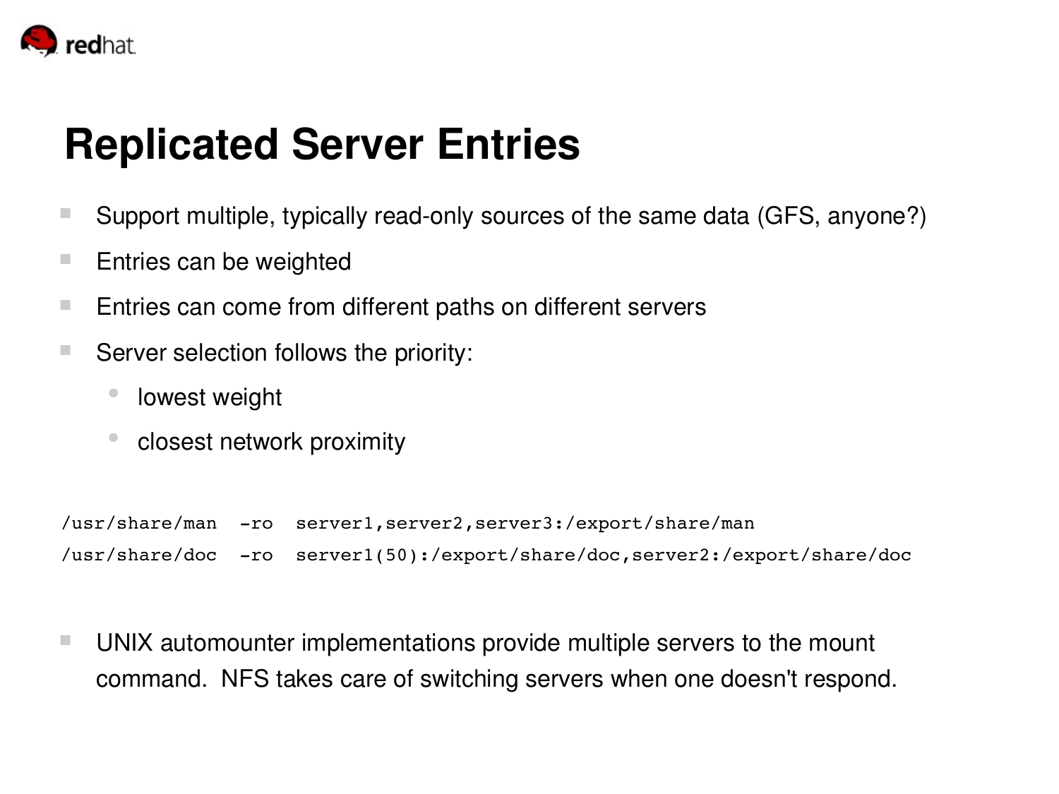# Replicated Server Entries

- Support multiple, typically read-only sources of the same data (GFS, anyone?)
- Entries can be weighted
- Entries can come from different paths on different servers
- Server selection follows the priority:
  - lowest weight
  - closest network proximity

```
/usr/share/man  -ro  server1,server2,server3:/export/share/man
/usr/share/doc  -ro  server1(50):/export/share/doc,server2:/export/share/doc
```

- UNIX automounter implementations provide multiple servers to the mount command. NFS takes care of switching servers when one doesn't respond.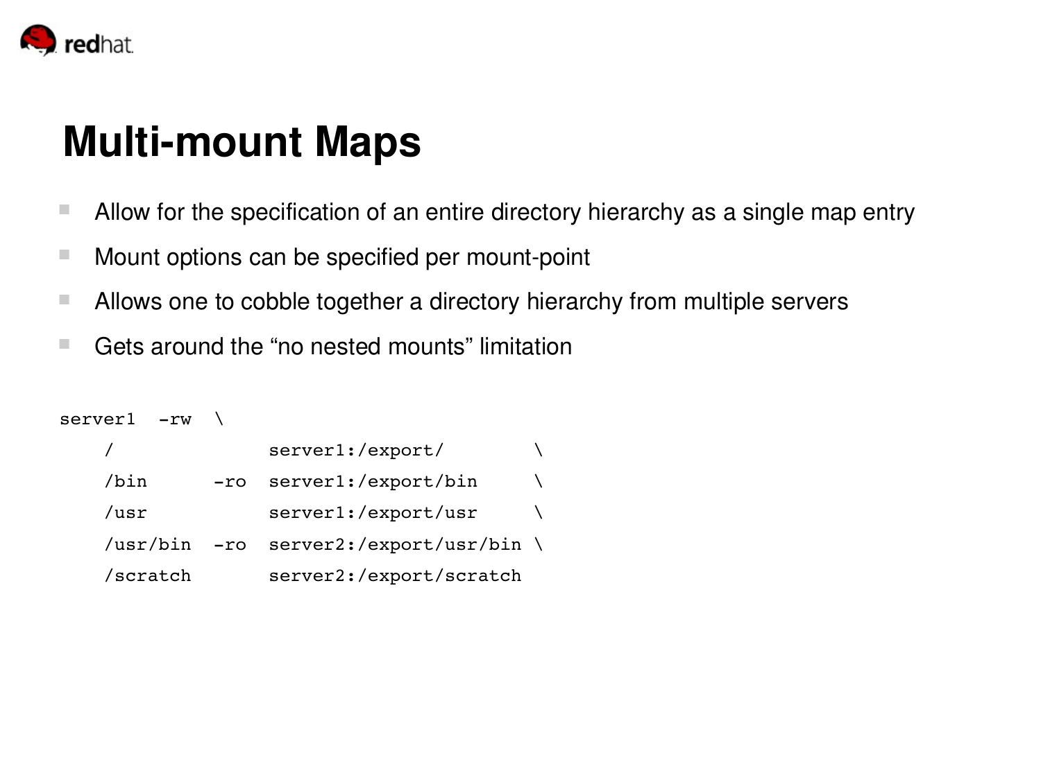# Multi-mount Maps

- Allow for the specification of an entire directory hierarchy as a single map entry
- Mount options can be specified per mount-point
- Allows one to cobble together a directory hierarchy from multiple servers
- Gets around the “no nested mounts” limitation

```
server1  -rw  \
    /              server1:/export/         \
    /bin      -ro  server1:/export/bin      \
    /usr           server1:/export/usr      \
    /usr/bin  -ro  server2:/export/usr/bin  \
    /scratch       server2:/export/scratch
```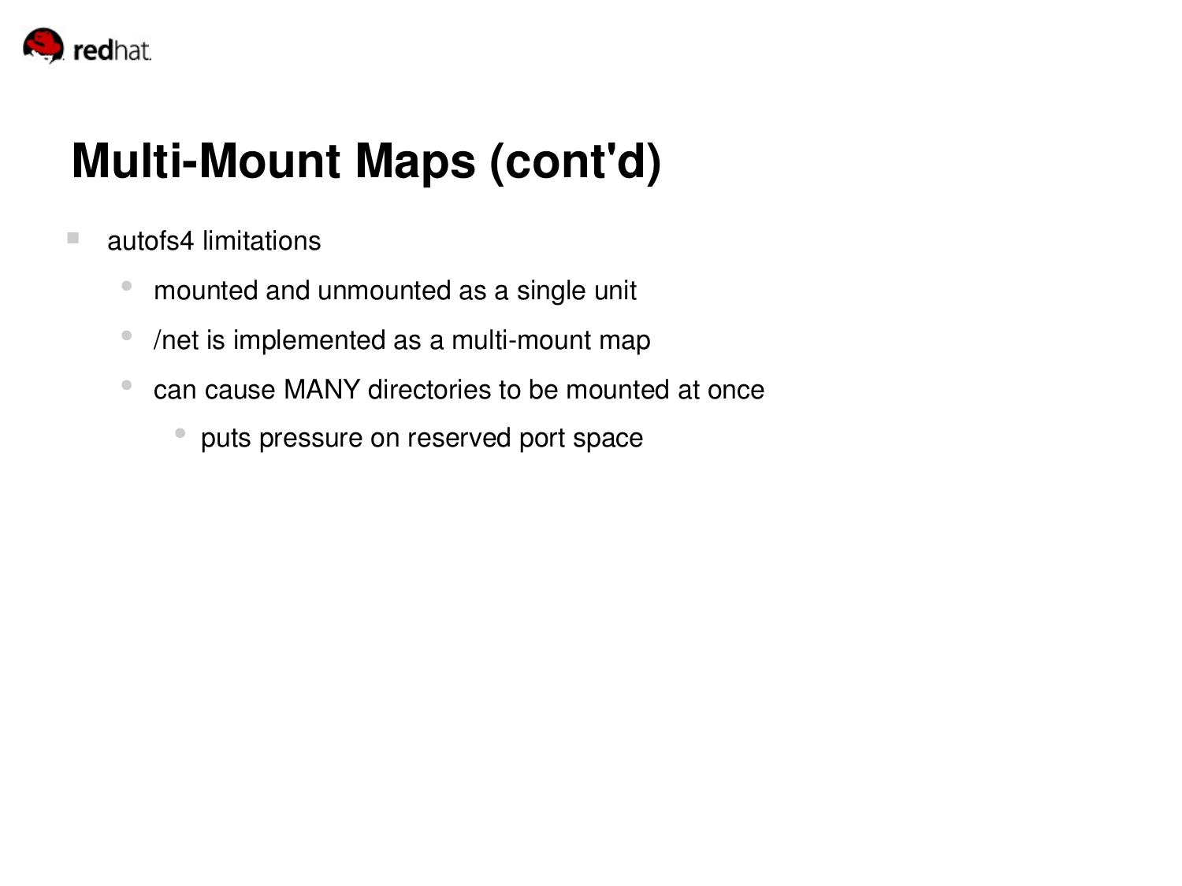# Multi-Mount Maps (cont'd)

- autofs4 limitations
  - mounted and unmounted as a single unit
  - /net is implemented as a multi-mount map
  - can cause MANY directories to be mounted at once
    - puts pressure on reserved port space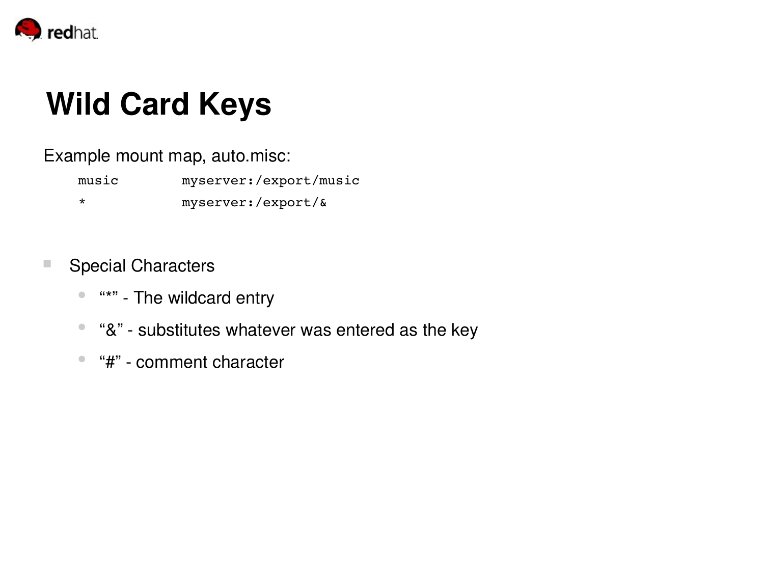# Wild Card Keys

Example mount map, auto.misc:

```
music        myserver:/export/music
*            myserver:/export/&
```

- Special Characters
  - “*” - The wildcard entry
  - “&” - substitutes whatever was entered as the key
  - “#” - comment character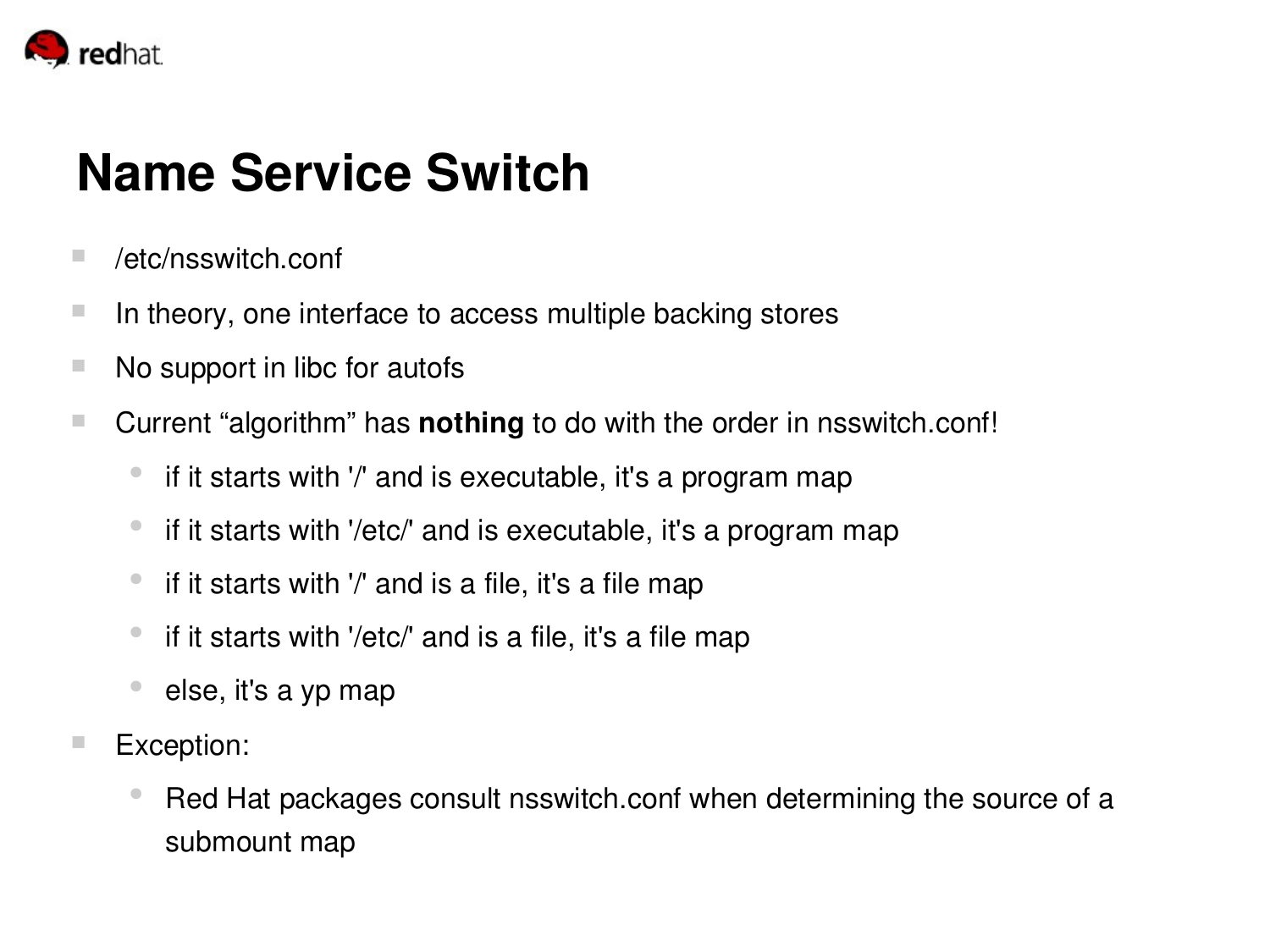# Name Service Switch

- /etc/nsswitch.conf
- In theory, one interface to access multiple backing stores
- No support in libc for autofs
- Current “algorithm” has **nothing** to do with the order in nsswitch.conf!
  - if it starts with '/' and is executable, it's a program map
  - if it starts with '/etc/' and is executable, it's a program map
  - if it starts with '/' and is a file, it's a file map
  - if it starts with '/etc/' and is a file, it's a file map
  - else, it's a yp map
- Exception:
  - Red Hat packages consult nsswitch.conf when determining the source of a submount map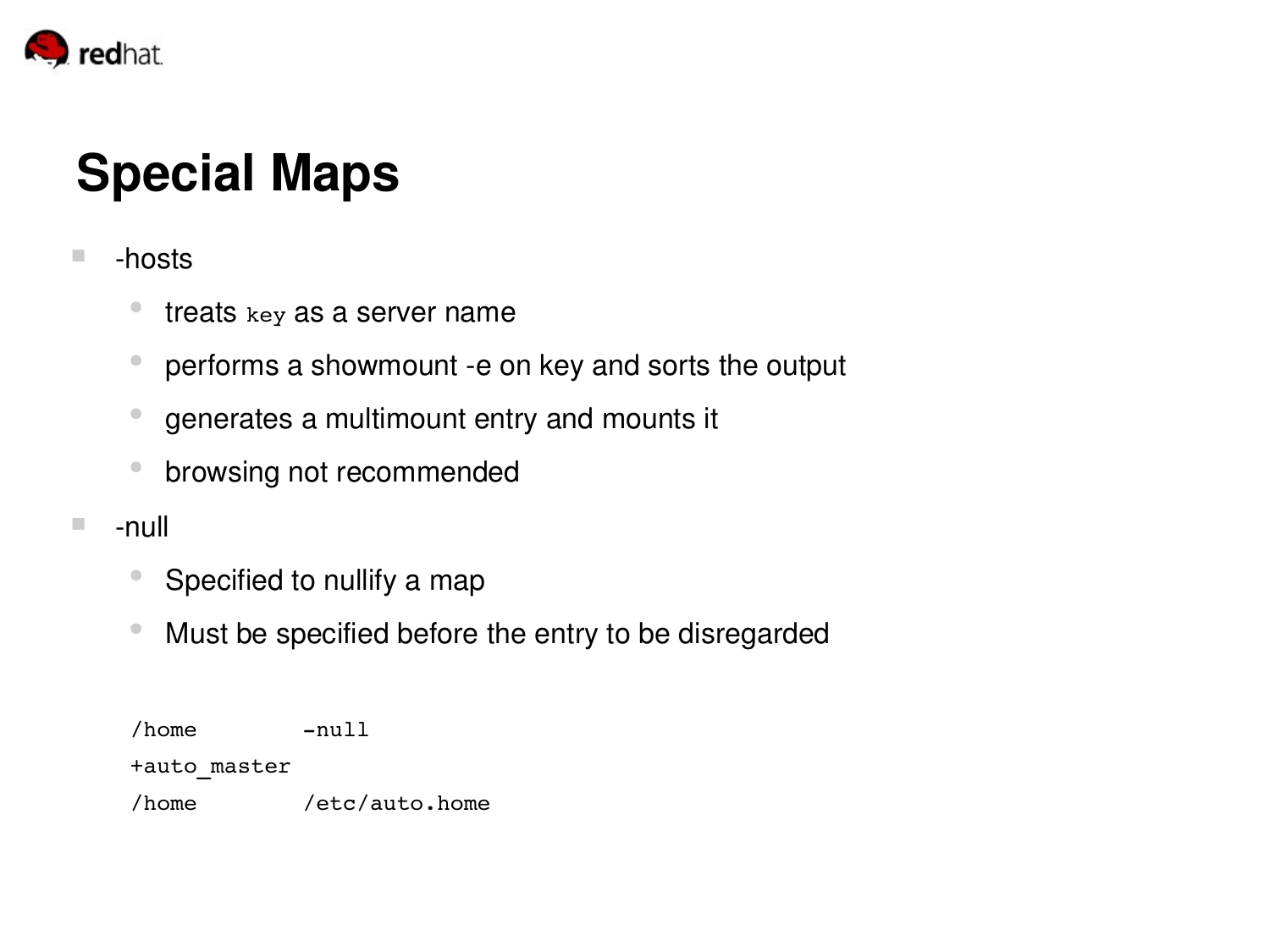# Special Maps

- -hosts
  - treats `key` as a server name
  - performs a showmount -e on key and sorts the output
  - generates a multimount entry and mounts it
  - browsing not recommended
- -null
  - Specified to nullify a map
  - Must be specified before the entry to be disregarded

```
/home         -null
+auto_master
/home         /etc/auto.home
```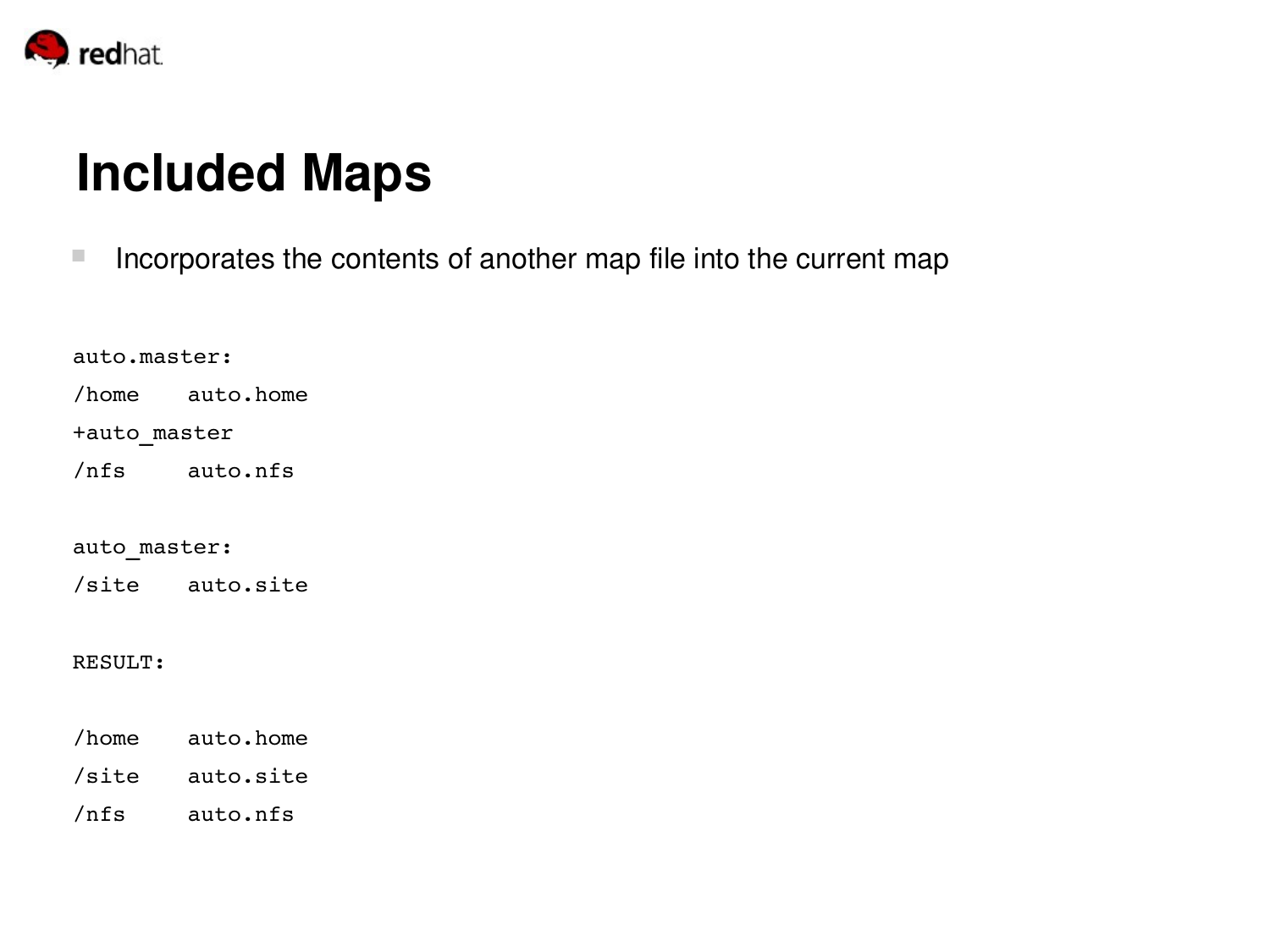# Included Maps

- Incorporates the contents of another map file into the current map

```
auto.master:
/home    auto.home
+auto_master
/nfs     auto.nfs

auto_master:
/site    auto.site

RESULT:

/home    auto.home
/site    auto.site
/nfs     auto.nfs
```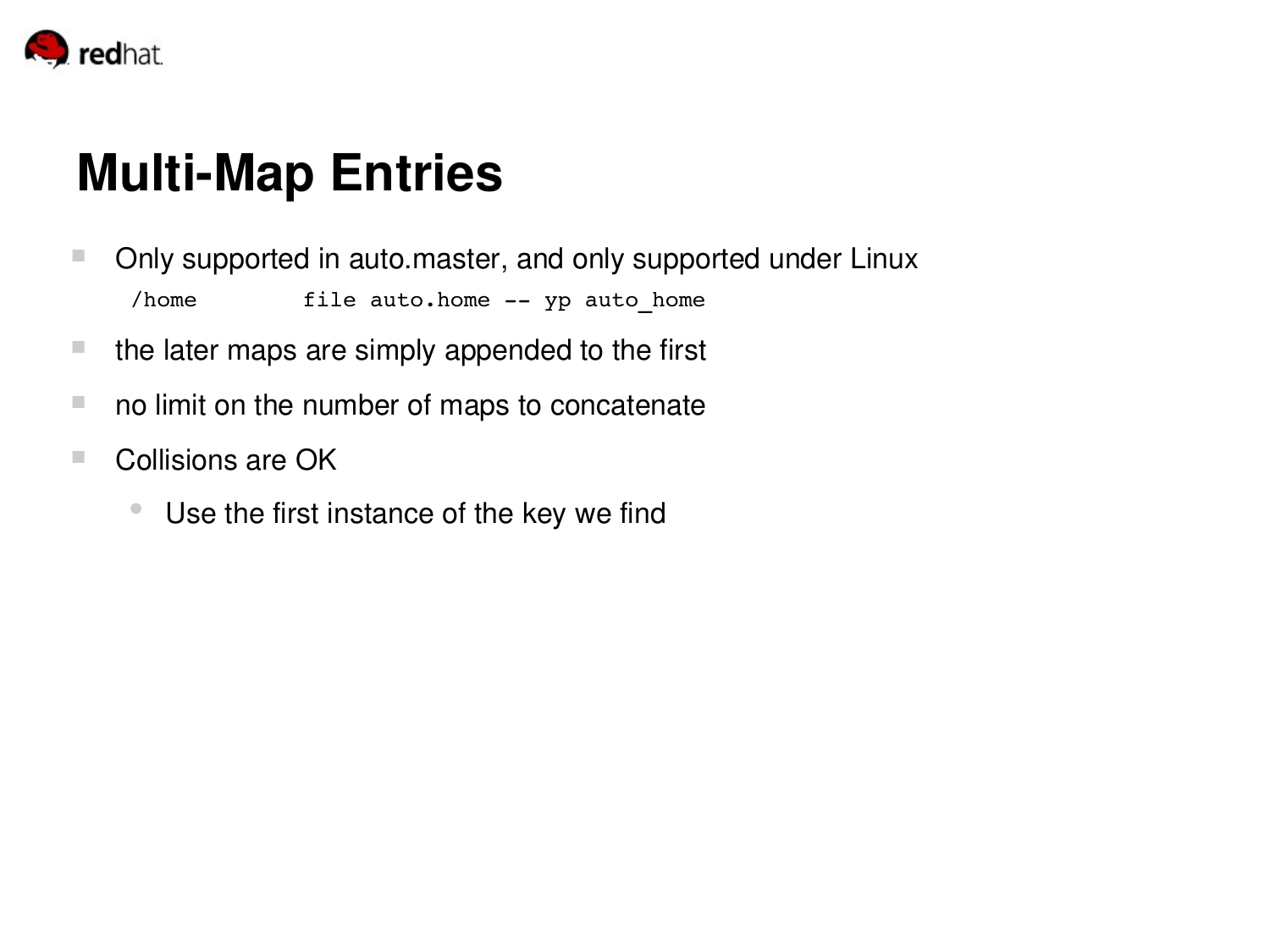# Multi-Map Entries

- Only supported in auto.master, and only supported under Linux

```
/home        file auto.home -- yp auto_home
```

- the later maps are simply appended to the first
- no limit on the number of maps to concatenate
- Collisions are OK
  - Use the first instance of the key we find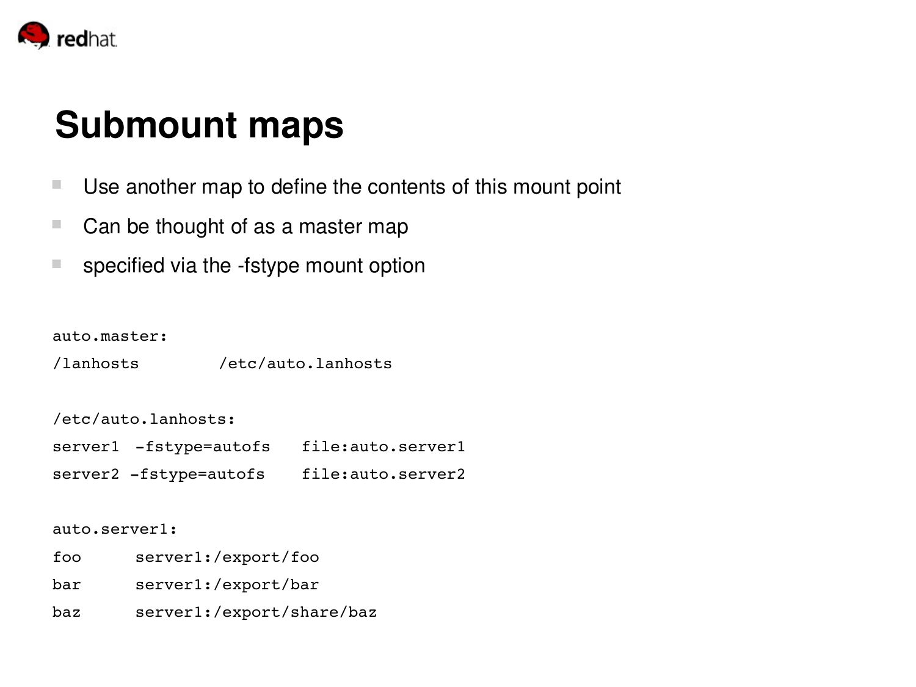# Submount maps

- Use another map to define the contents of this mount point
- Can be thought of as a master map
- specified via the -fstype mount option

```
auto.master:
/lanhosts        /etc/auto.lanhosts

/etc/auto.lanhosts:
server1  -fstype=autofs   file:auto.server1
server2 -fstype=autofs    file:auto.server2

auto.server1:
foo      server1:/export/foo
bar      server1:/export/bar
baz      server1:/export/share/baz
```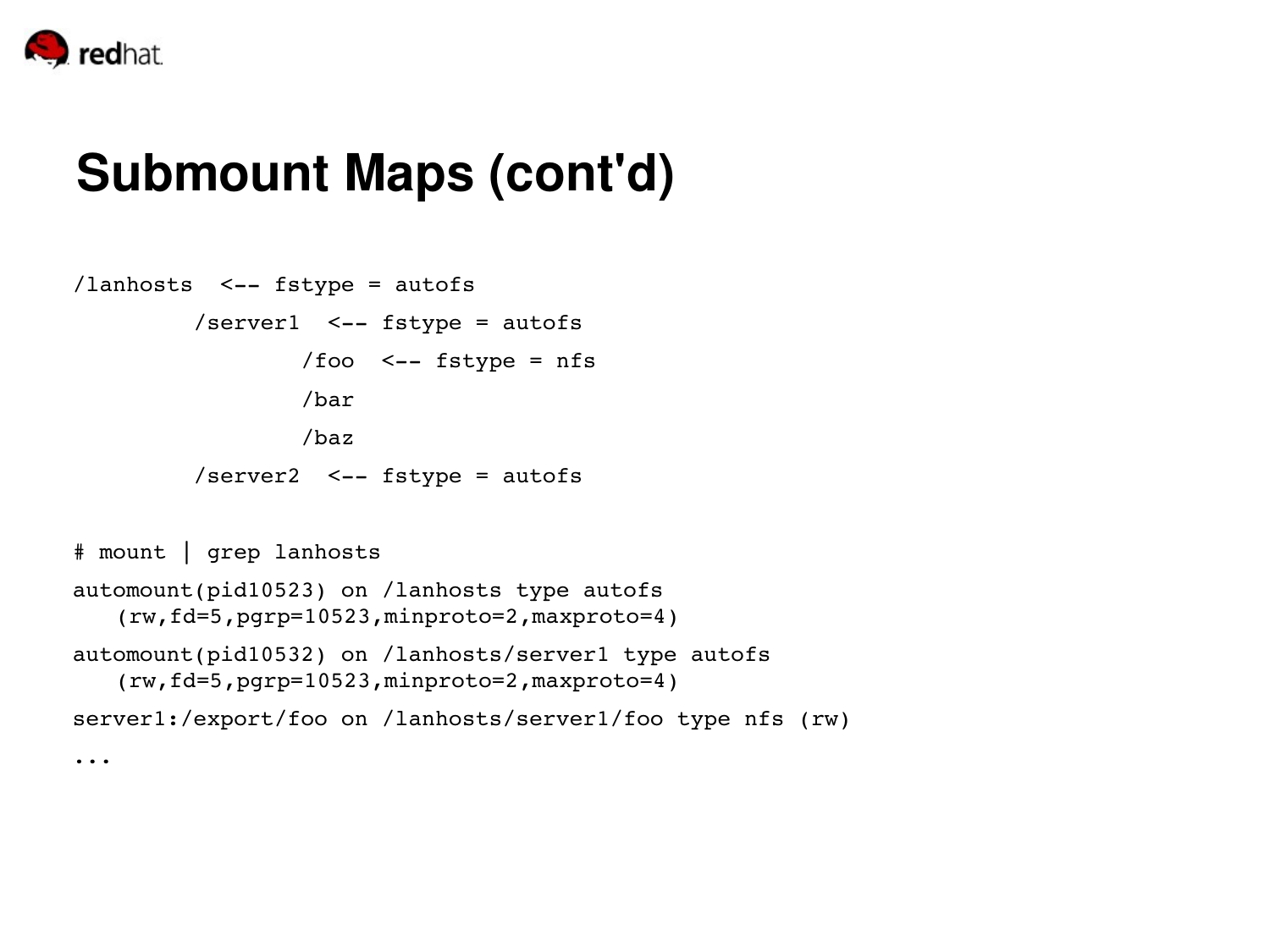# Submount Maps (cont'd)

```
/lanhosts  <-- fstype = autofs
         /server1  <-- fstype = autofs
                 /foo  <-- fstype = nfs
                 /bar
                 /baz
         /server2  <-- fstype = autofs
```

```
# mount | grep lanhosts
automount(pid10523) on /lanhosts type autofs
   (rw,fd=5,pgrp=10523,minproto=2,maxproto=4)
automount(pid10532) on /lanhosts/server1 type autofs
   (rw,fd=5,pgrp=10523,minproto=2,maxproto=4)
server1:/export/foo on /lanhosts/server1/foo type nfs (rw)
...
```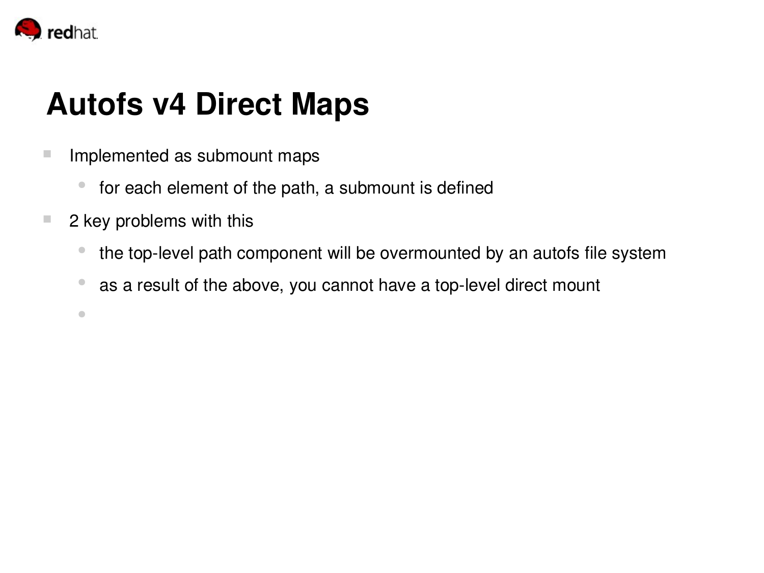# Autofs v4 Direct Maps

- Implemented as submount maps
  - for each element of the path, a submount is defined
- 2 key problems with this
  - the top-level path component will be overmounted by an autofs file system
  - as a result of the above, you cannot have a top-level direct mount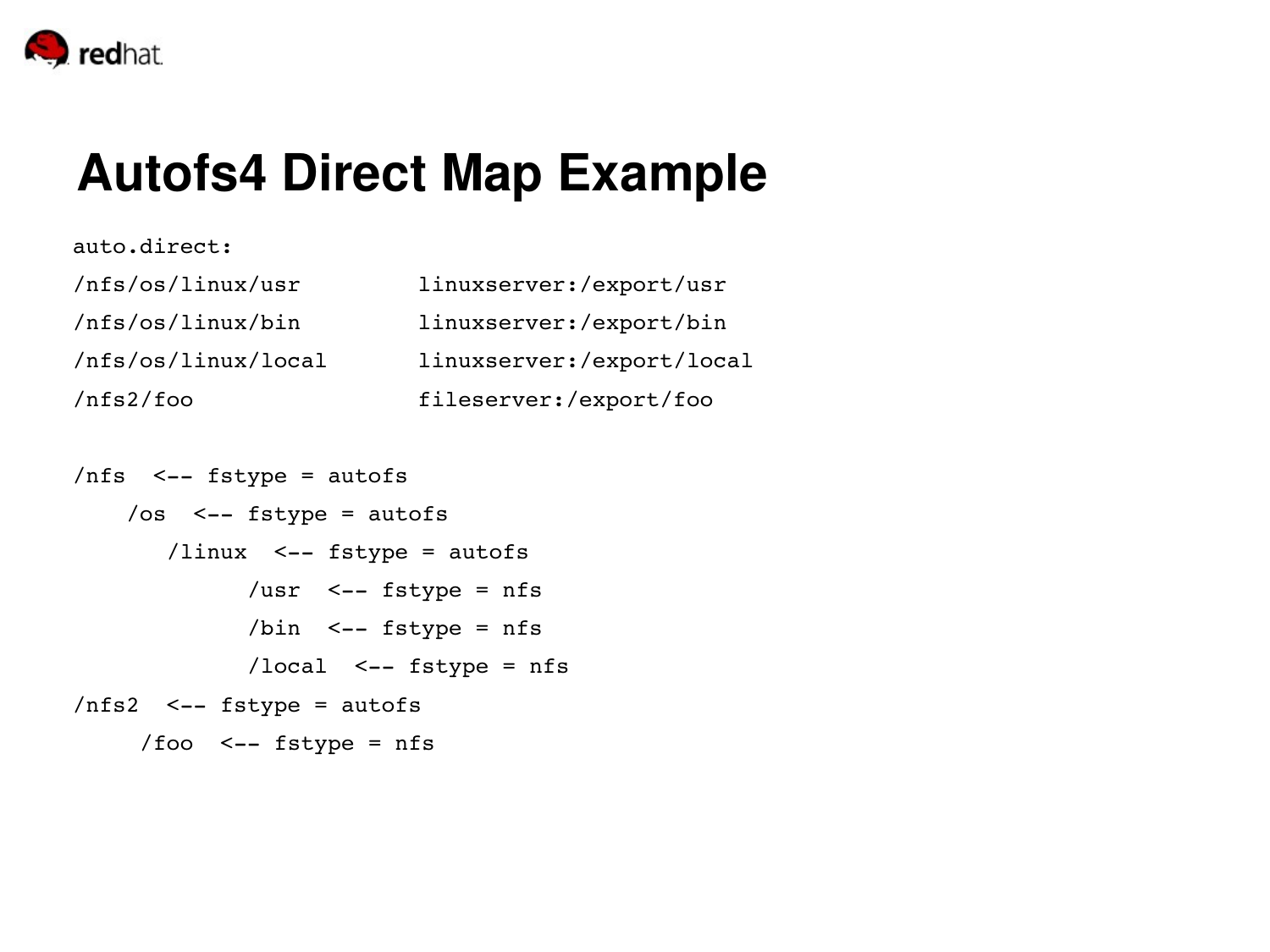# Autofs4 Direct Map Example

```
auto.direct:
/nfs/os/linux/usr         linuxserver:/export/usr
/nfs/os/linux/bin         linuxserver:/export/bin
/nfs/os/linux/local       linuxserver:/export/local
/nfs2/foo                 fileserver:/export/foo

/nfs  <-- fstype = autofs
    /os  <-- fstype = autofs
       /linux  <-- fstype = autofs
             /usr  <-- fstype = nfs
             /bin  <-- fstype = nfs
             /local  <-- fstype = nfs
/nfs2  <-- fstype = autofs
     /foo  <-- fstype = nfs
```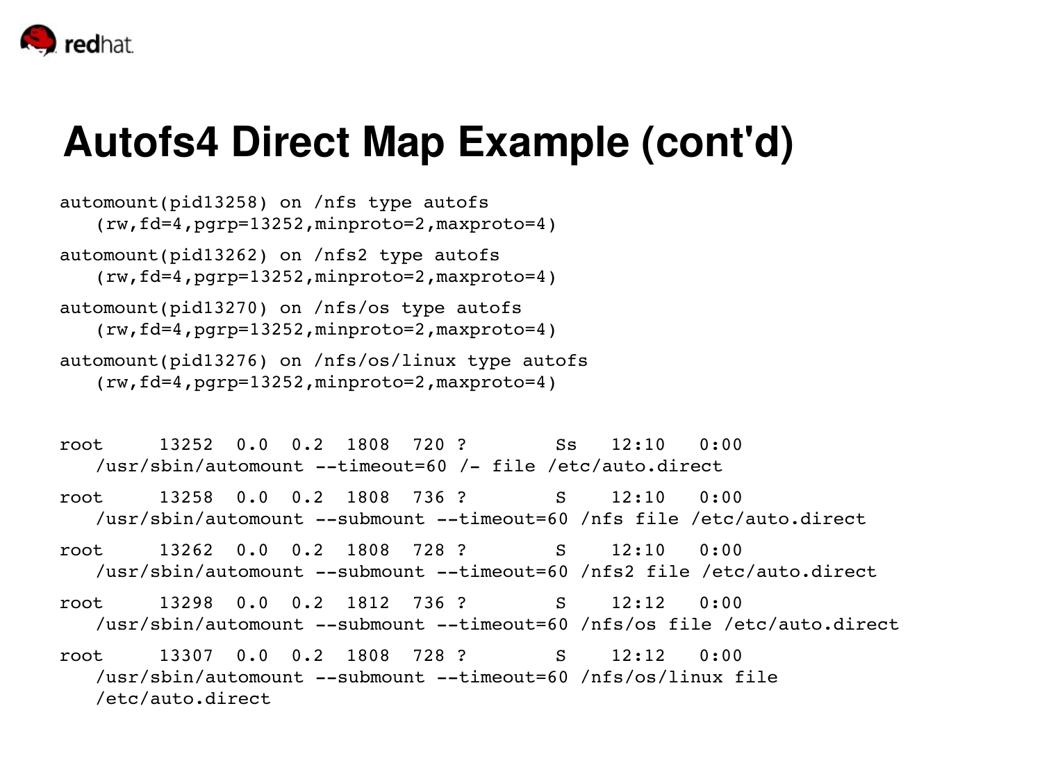# Autofs4 Direct Map Example (cont'd)

```
automount(pid13258) on /nfs type autofs
   (rw,fd=4,pgrp=13252,minproto=2,maxproto=4)
automount(pid13262) on /nfs2 type autofs
   (rw,fd=4,pgrp=13252,minproto=2,maxproto=4)
automount(pid13270) on /nfs/os type autofs
   (rw,fd=4,pgrp=13252,minproto=2,maxproto=4)
automount(pid13276) on /nfs/os/linux type autofs
   (rw,fd=4,pgrp=13252,minproto=2,maxproto=4)
```

```
root     13252  0.0  0.2  1808  720 ?        Ss   12:10   0:00
   /usr/sbin/automount --timeout=60 /- file /etc/auto.direct
root     13258  0.0  0.2  1808  736 ?        S    12:10   0:00
   /usr/sbin/automount --submount --timeout=60 /nfs file /etc/auto.direct
root     13262  0.0  0.2  1808  728 ?        S    12:10   0:00
   /usr/sbin/automount --submount --timeout=60 /nfs2 file /etc/auto.direct
root     13298  0.0  0.2  1812  736 ?        S    12:12   0:00
   /usr/sbin/automount --submount --timeout=60 /nfs/os file /etc/auto.direct
root     13307  0.0  0.2  1808  728 ?        S    12:12   0:00
   /usr/sbin/automount --submount --timeout=60 /nfs/os/linux file
   /etc/auto.direct
```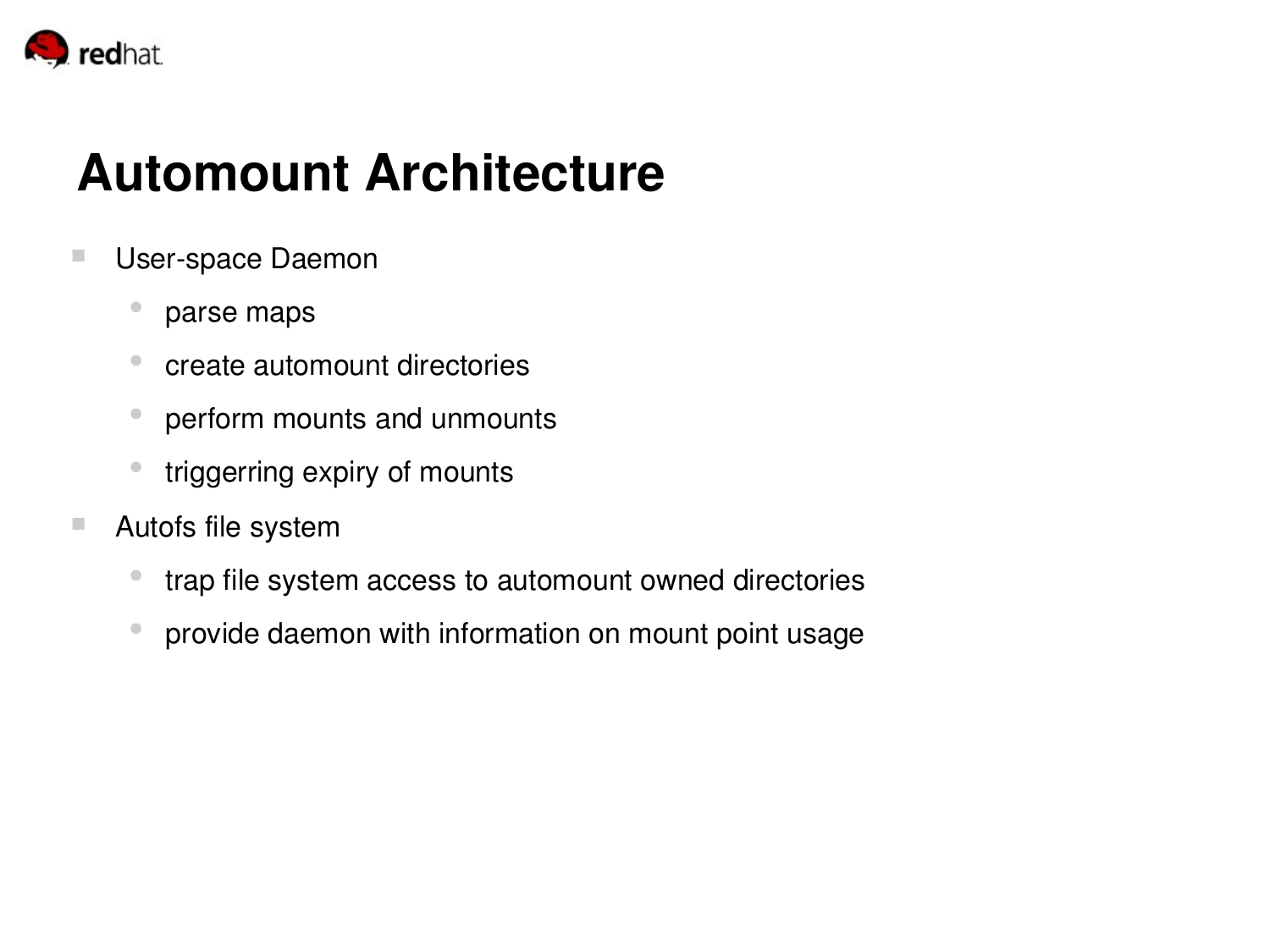# Automount Architecture

- User-space Daemon
  - parse maps
  - create automount directories
  - perform mounts and unmounts
  - triggerring expiry of mounts
- Autofs file system
  - trap file system access to automount owned directories
  - provide daemon with information on mount point usage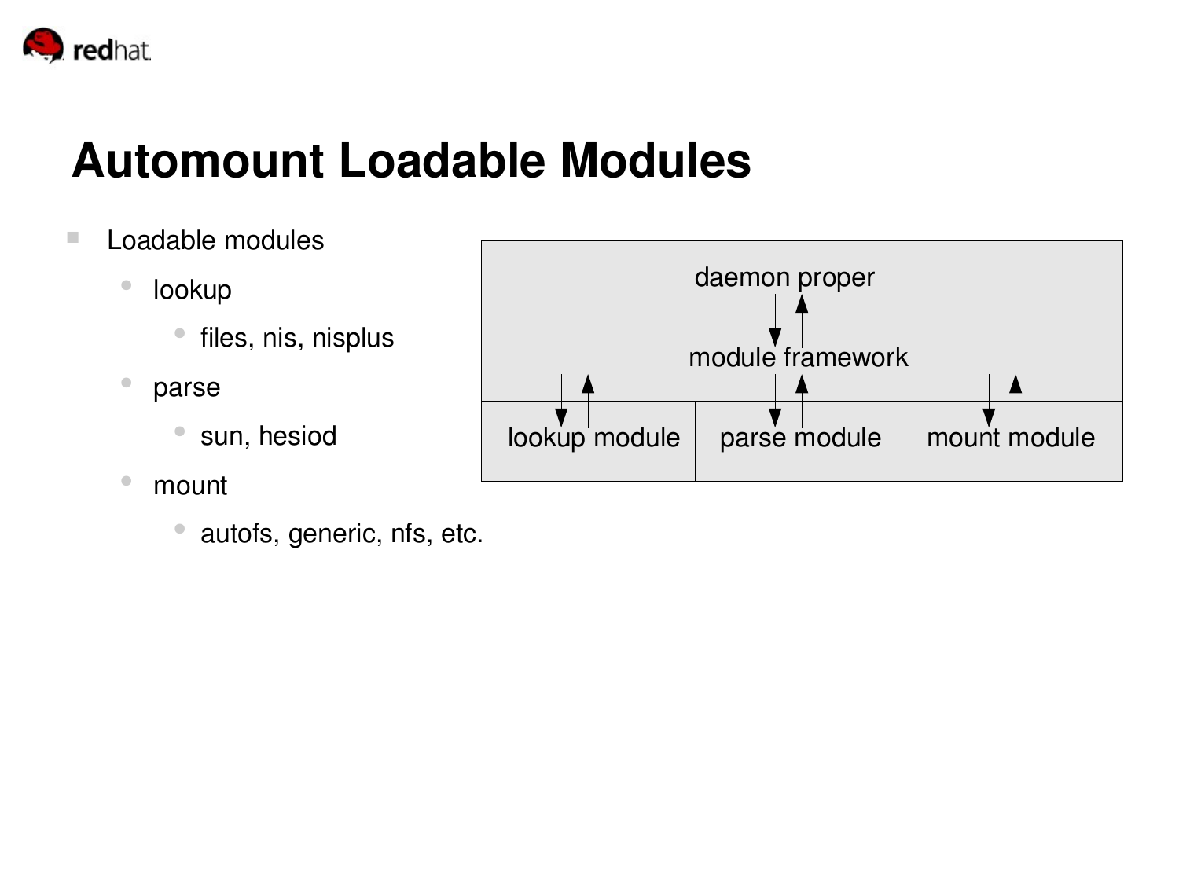# Automount Loadable Modules

- Loadable modules
  - lookup
    - files, nis, nisplus
  - parse
    - sun, hesiod
  - mount
    - autofs, generic, nfs, etc.

| daemon proper | | |
|---|---|---|
| module framework | | |
| lookup module | parse module | mount module |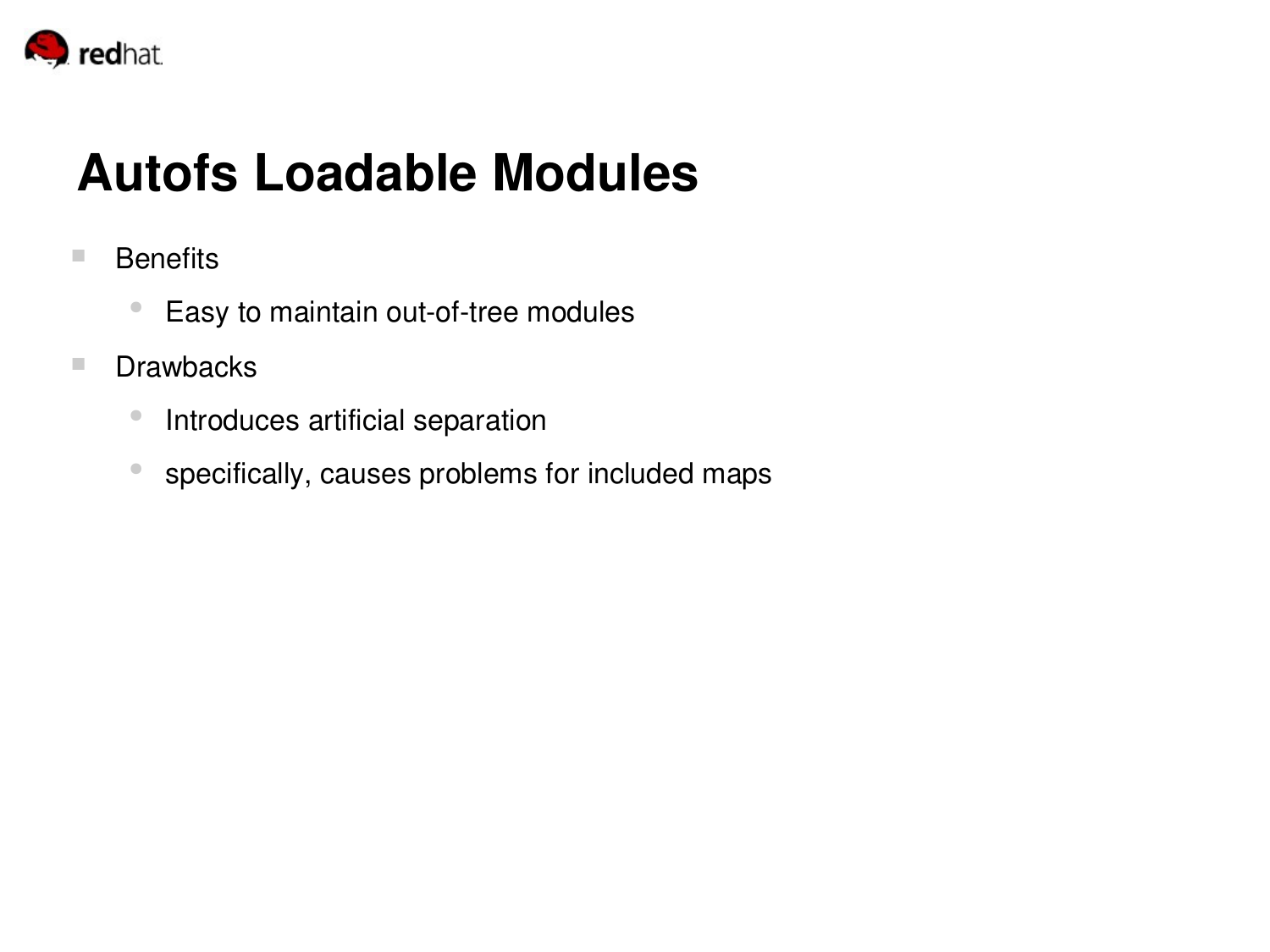# Autofs Loadable Modules

- Benefits
  - Easy to maintain out-of-tree modules
- Drawbacks
  - Introduces artificial separation
  - specifically, causes problems for included maps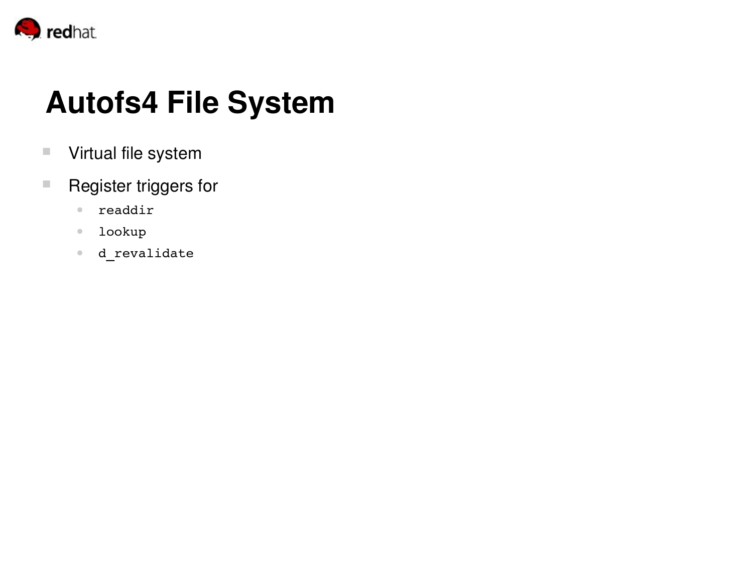# Autofs4 File System

- Virtual file system
- Register triggers for
  - `readdir`
  - `lookup`
  - `d_revalidate`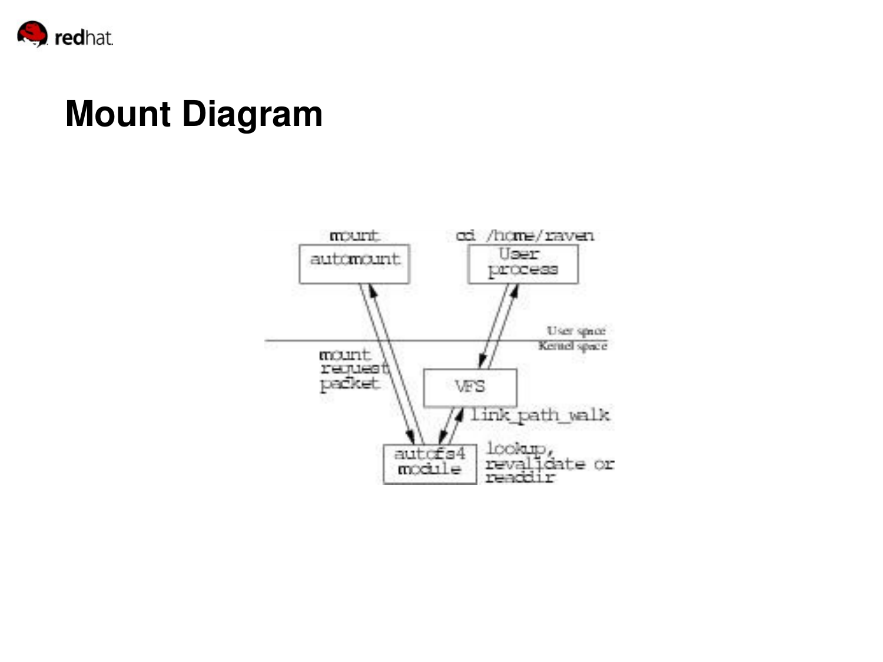# Mount Diagram

mount

automount

cd /home/raven

User process

User space

Kernel space

mount request packet

VFS

link_path_walk

autofs4 module

lookup, revalidate or readdir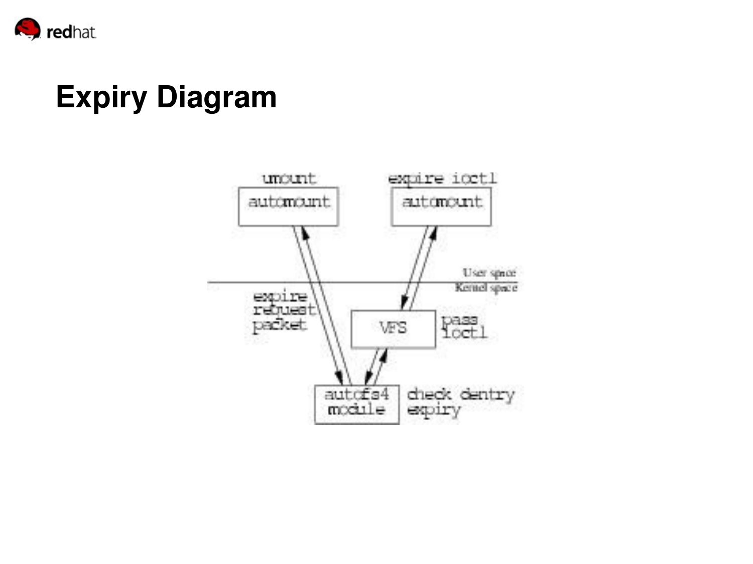# Expiry Diagram

umount

automount

expire ioctl

automount

User space

Kernel space

expire request packet

VFS

pass ioctl

autofs4 module

check dentry expiry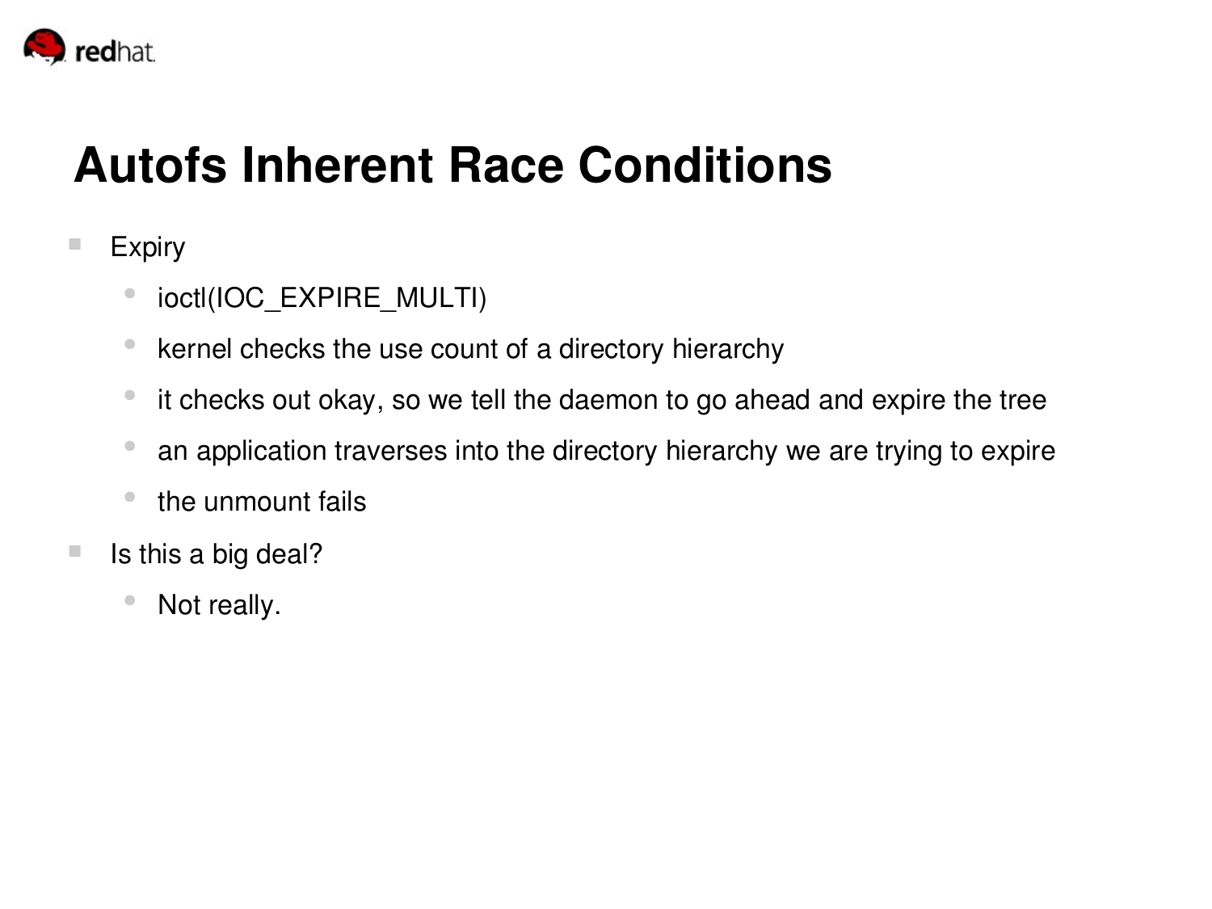# Autofs Inherent Race Conditions

- Expiry
  - ioctl(IOC_EXPIRE_MULTI)
  - kernel checks the use count of a directory hierarchy
  - it checks out okay, so we tell the daemon to go ahead and expire the tree
  - an application traverses into the directory hierarchy we are trying to expire
  - the unmount fails
- Is this a big deal?
  - Not really.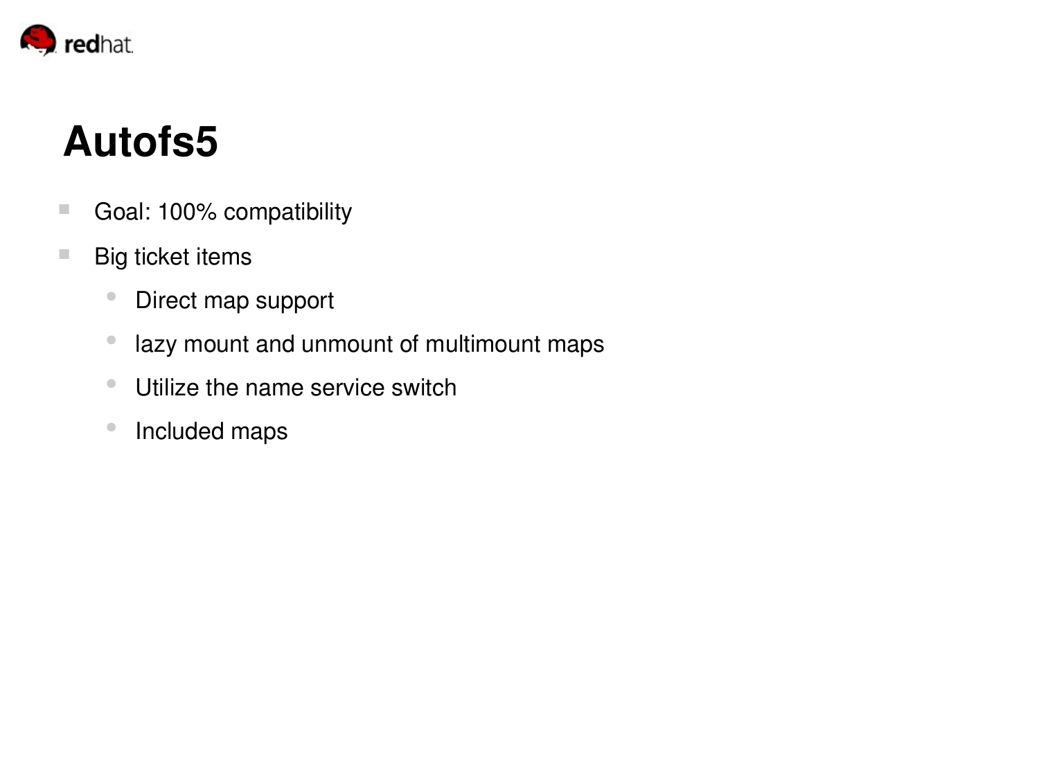# Autofs5

- Goal: 100% compatibility
- Big ticket items
  - Direct map support
  - lazy mount and unmount of multimount maps
  - Utilize the name service switch
  - Included maps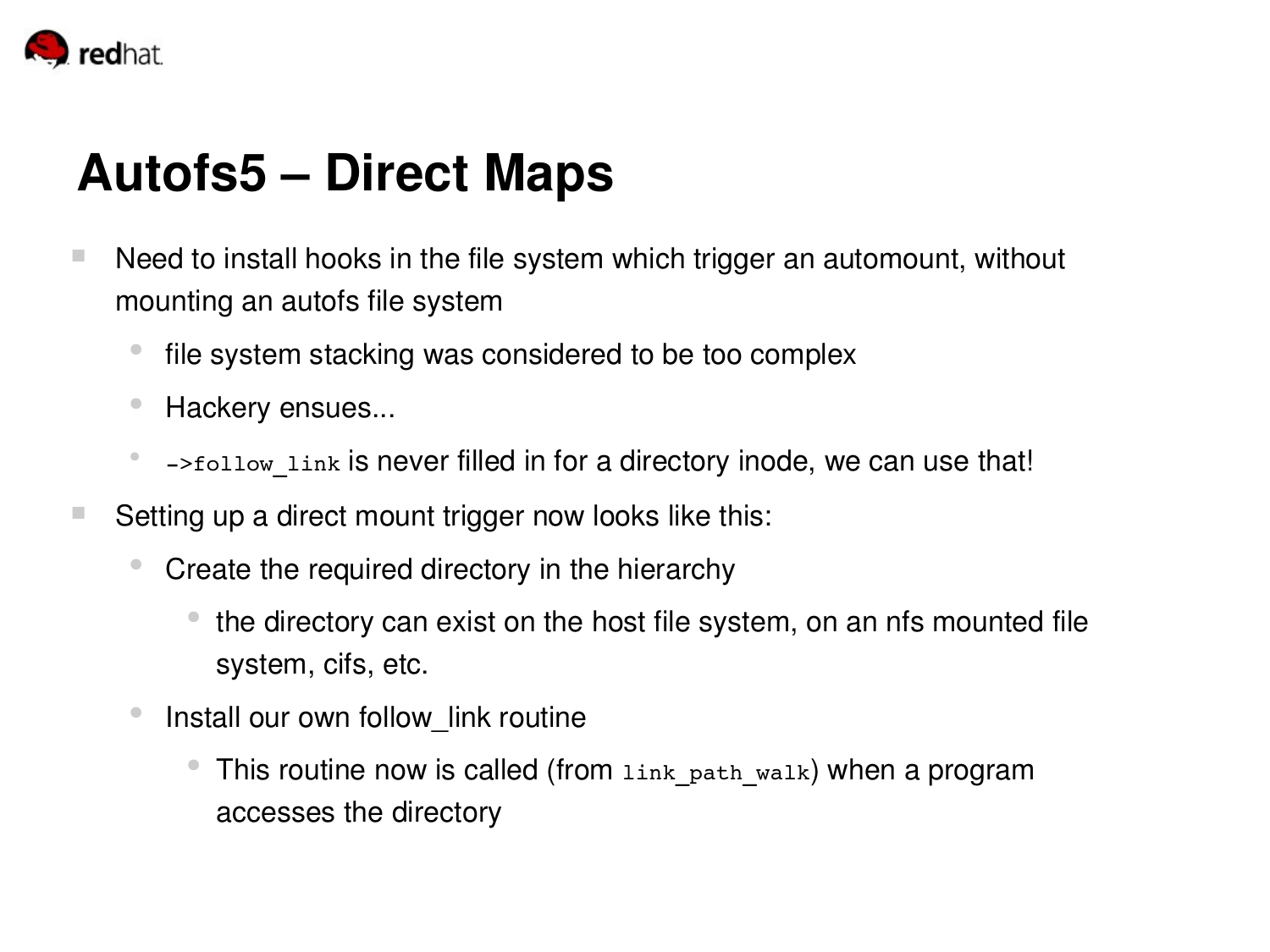# Autofs5 – Direct Maps

- Need to install hooks in the file system which trigger an automount, without mounting an autofs file system
  - file system stacking was considered to be too complex
  - Hackery ensues...
  - `->follow_link` is never filled in for a directory inode, we can use that!
- Setting up a direct mount trigger now looks like this:
  - Create the required directory in the hierarchy
    - the directory can exist on the host file system, on an nfs mounted file system, cifs, etc.
  - Install our own follow_link routine
    - This routine now is called (from `link_path_walk`) when a program accesses the directory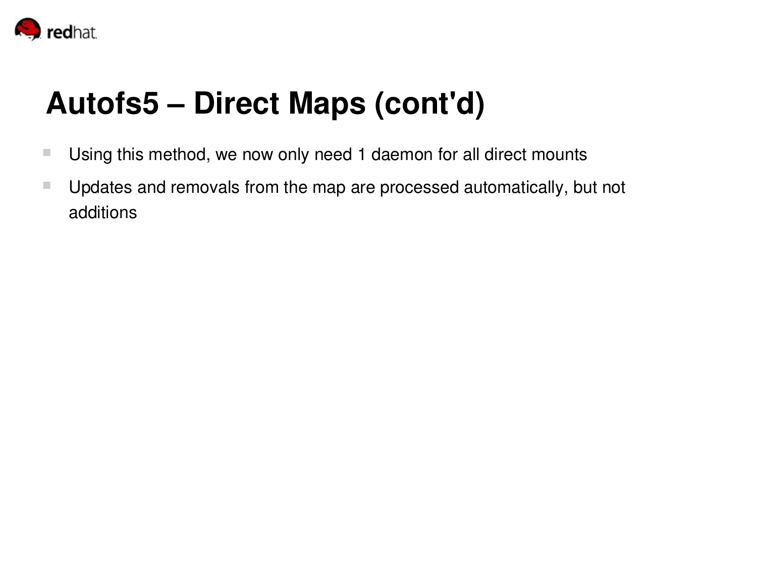# Autofs5 – Direct Maps (cont'd)

- Using this method, we now only need 1 daemon for all direct mounts
- Updates and removals from the map are processed automatically, but not additions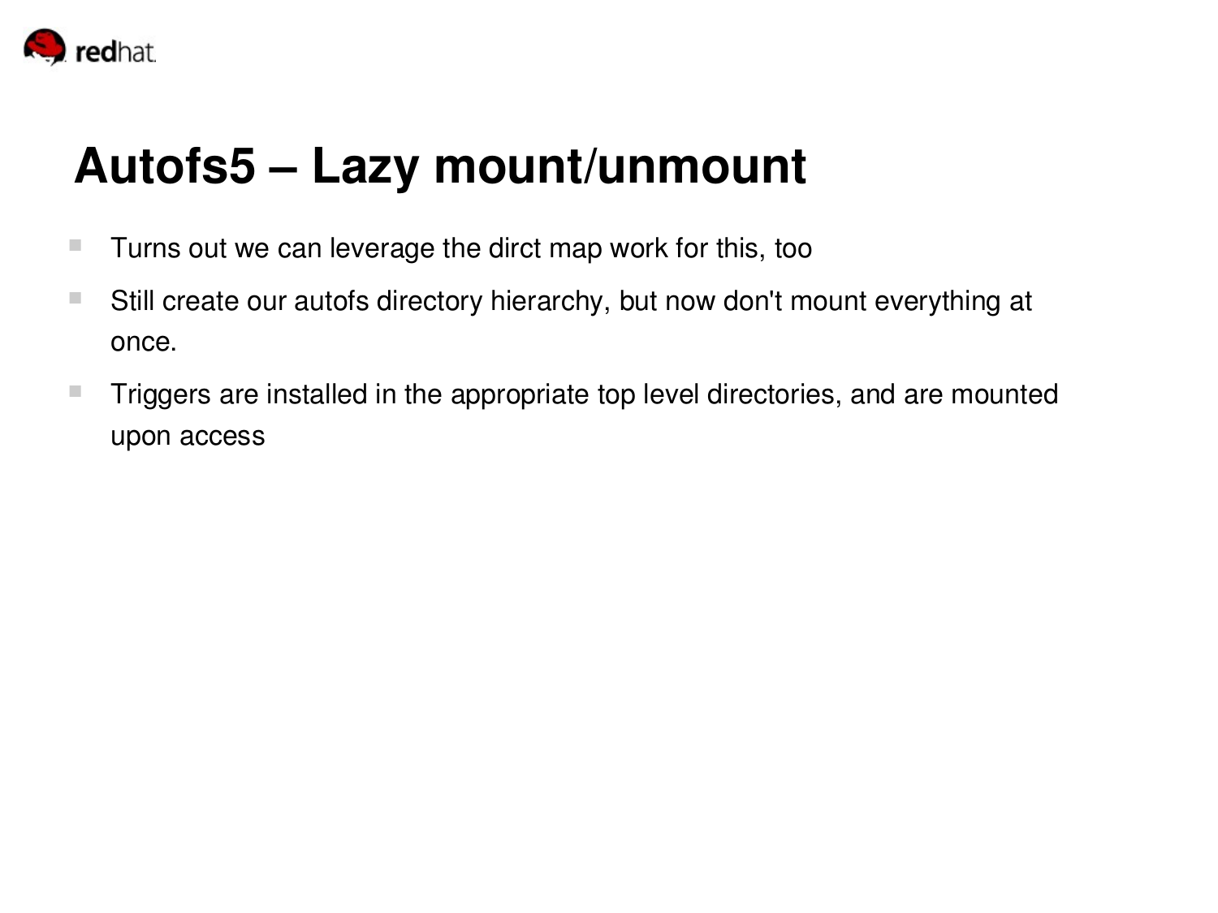# Autofs5 – Lazy mount/unmount

- Turns out we can leverage the dirct map work for this, too
- Still create our autofs directory hierarchy, but now don't mount everything at once.
- Triggers are installed in the appropriate top level directories, and are mounted upon access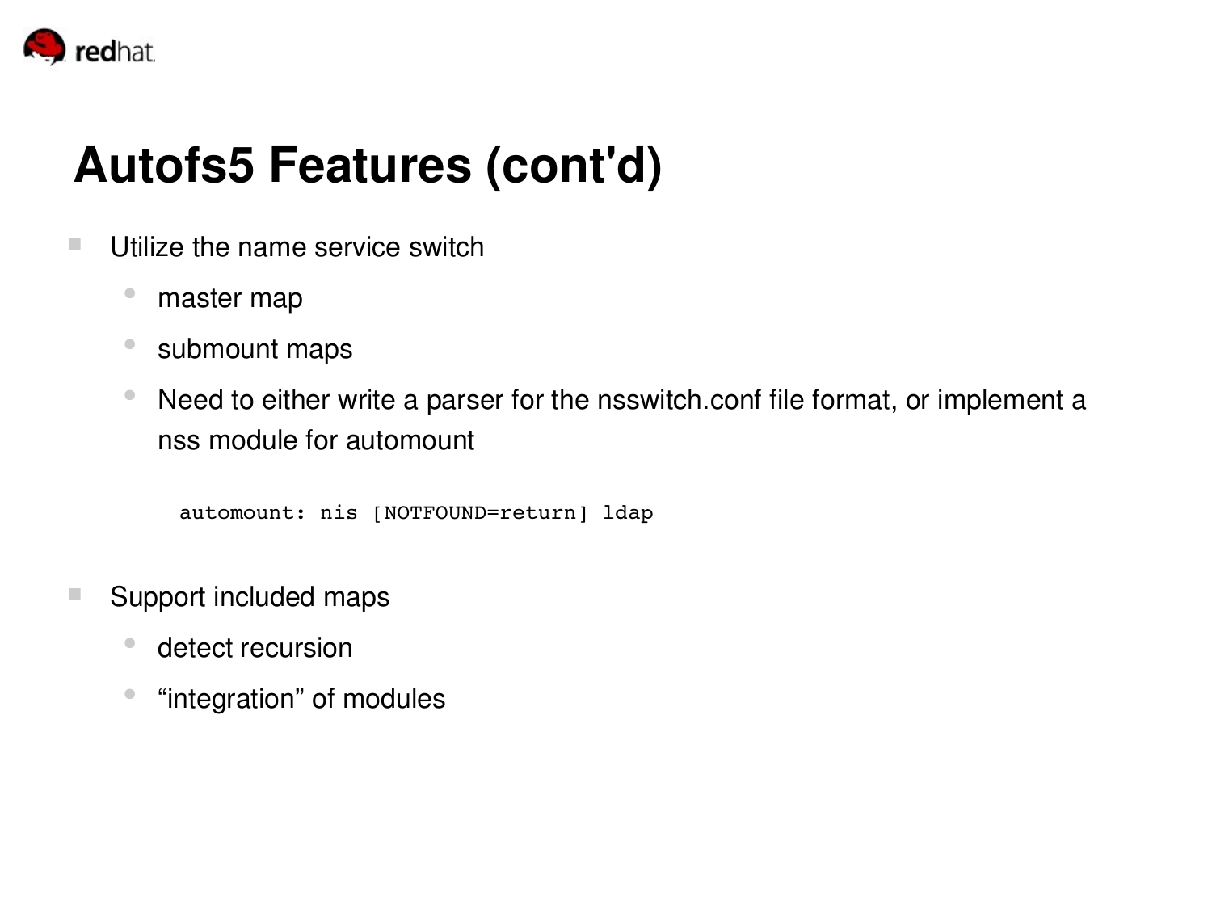# Autofs5 Features (cont'd)

- Utilize the name service switch
  - master map
  - submount maps
  - Need to either write a parser for the nsswitch.conf file format, or implement a nss module for automount

```
automount: nis [NOTFOUND=return] ldap
```

- Support included maps
  - detect recursion
  - “integration” of modules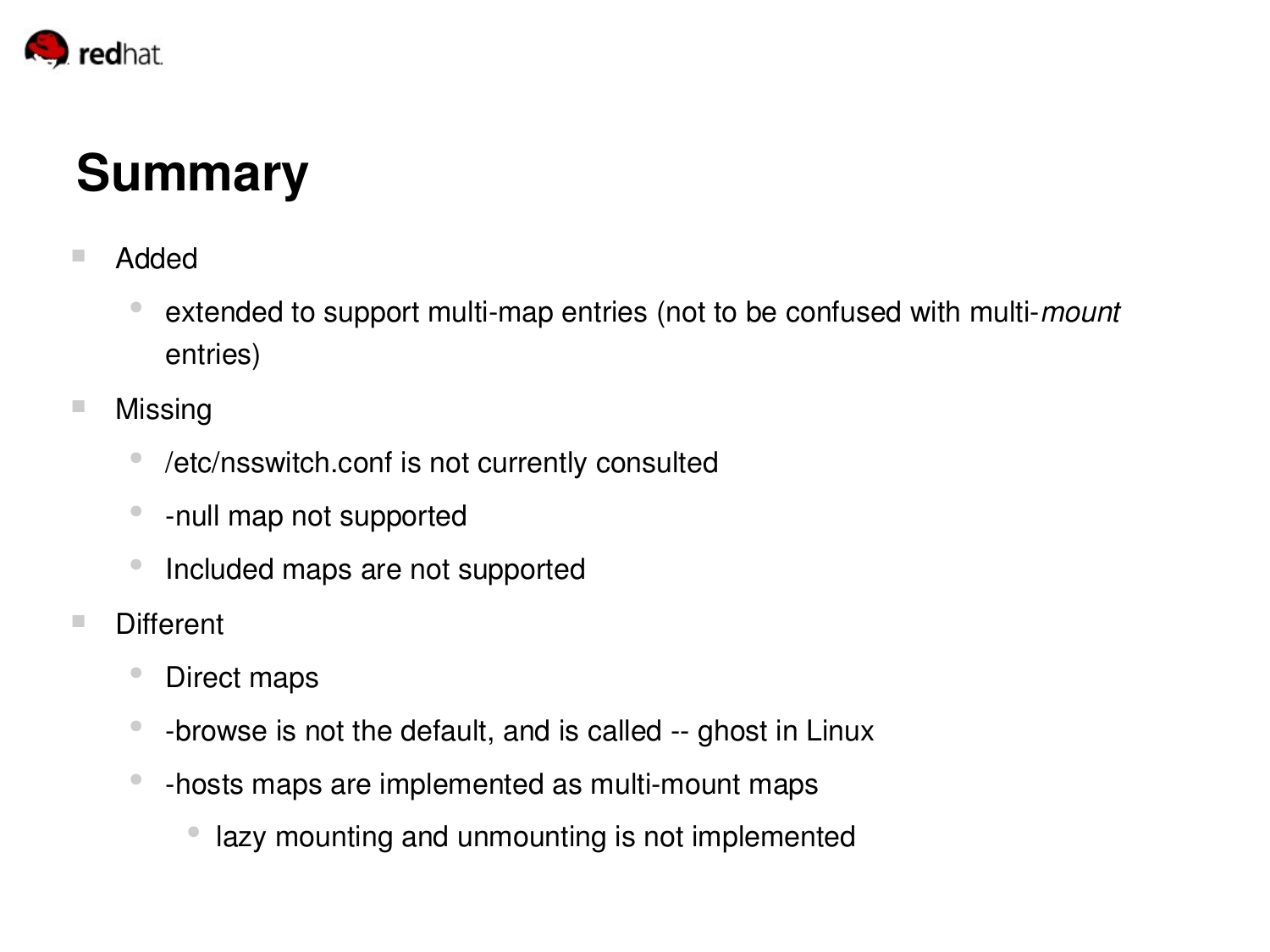# Summary

- Added
  - extended to support multi-map entries (not to be confused with multi-*mount* entries)
- Missing
  - /etc/nsswitch.conf is not currently consulted
  - -null map not supported
  - Included maps are not supported
- Different
  - Direct maps
  - -browse is not the default, and is called -- ghost in Linux
  - -hosts maps are implemented as multi-mount maps
    - lazy mounting and unmounting is not implemented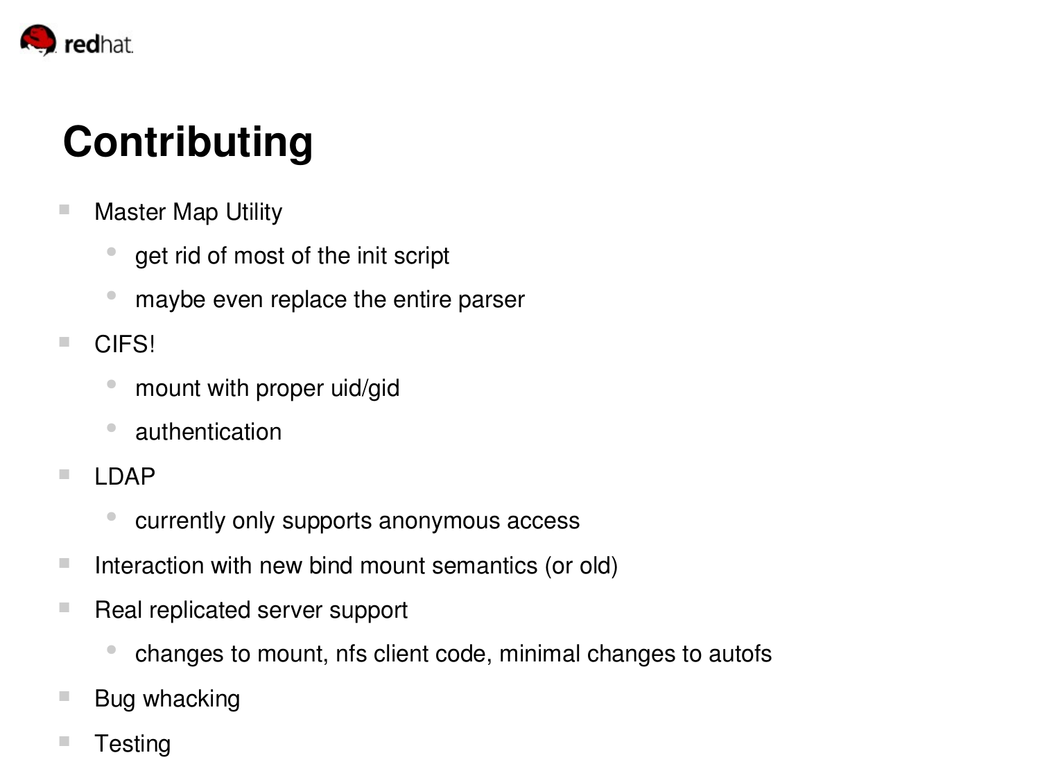# Contributing

- Master Map Utility
  - get rid of most of the init script
  - maybe even replace the entire parser
- CIFS!
  - mount with proper uid/gid
  - authentication
- LDAP
  - currently only supports anonymous access
- Interaction with new bind mount semantics (or old)
- Real replicated server support
  - changes to mount, nfs client code, minimal changes to autofs
- Bug whacking
- Testing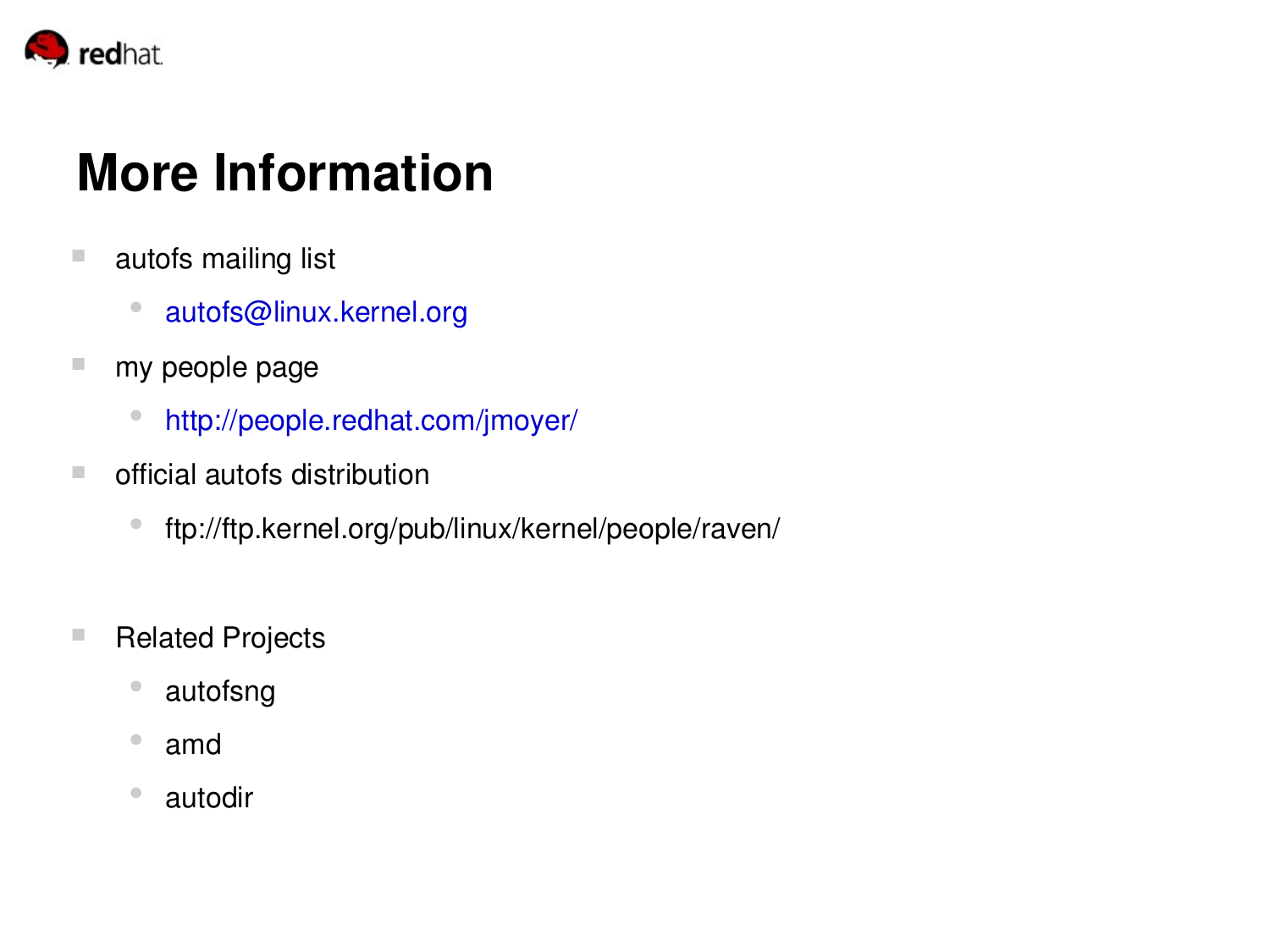# More Information

- autofs mailing list
  - autofs@linux.kernel.org
- my people page
  - http://people.redhat.com/jmoyer/
- official autofs distribution
  - ftp://ftp.kernel.org/pub/linux/kernel/people/raven/

- Related Projects
  - autofsng
  - amd
  - autodir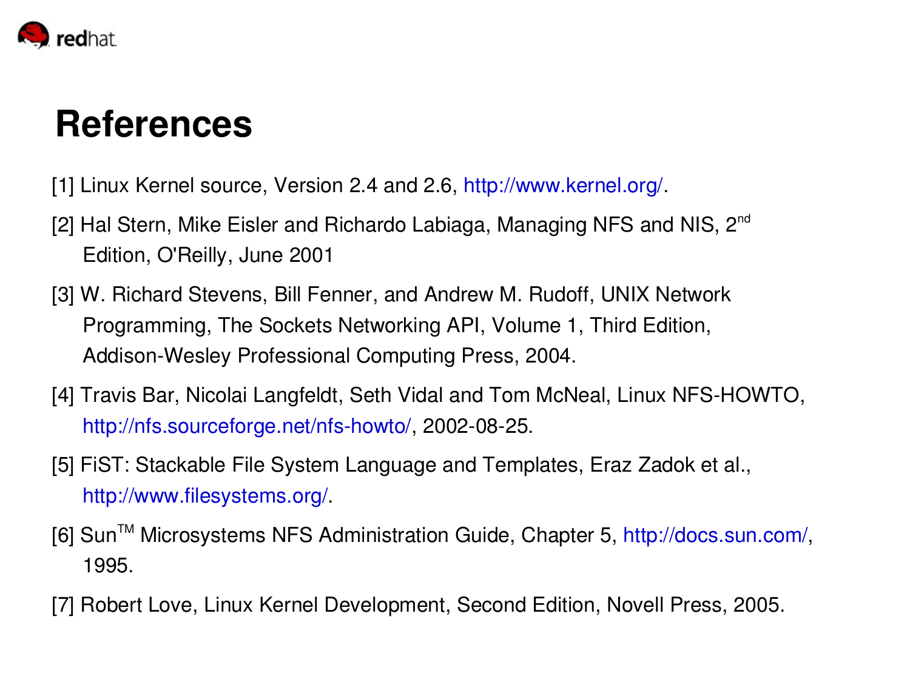# References

[1] Linux Kernel source, Version 2.4 and 2.6, http://www.kernel.org/.

[2] Hal Stern, Mike Eisler and Richardo Labiaga, Managing NFS and NIS, 2nd Edition, O'Reilly, June 2001

[3] W. Richard Stevens, Bill Fenner, and Andrew M. Rudoff, UNIX Network Programming, The Sockets Networking API, Volume 1, Third Edition, Addison-Wesley Professional Computing Press, 2004.

[4] Travis Bar, Nicolai Langfeldt, Seth Vidal and Tom McNeal, Linux NFS-HOWTO, http://nfs.sourceforge.net/nfs-howto/, 2002-08-25.

[5] FiST: Stackable File System Language and Templates, Eraz Zadok et al., http://www.filesystems.org/.

[6] Sun™ Microsystems NFS Administration Guide, Chapter 5, http://docs.sun.com/, 1995.

[7] Robert Love, Linux Kernel Development, Second Edition, Novell Press, 2005.